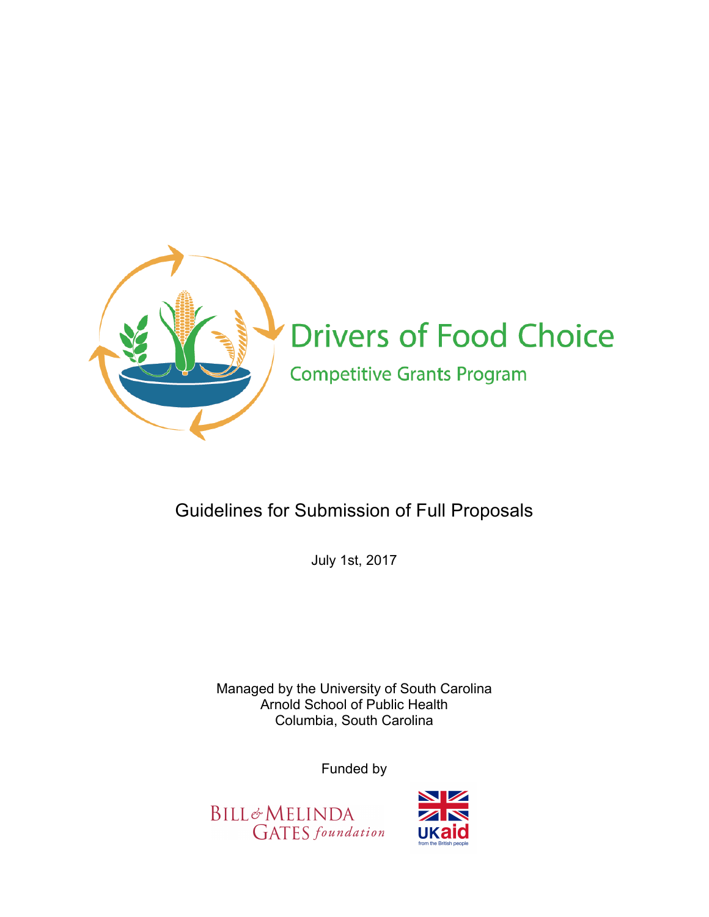# Drivers of Food Choice

## Competitive Grants Program

Guidelines for Submission of Full Proposals

July 1st, 2017

Managed by the University of South Carolina
Arnold School of Public Health
Columbia, South Carolina

Funded by

BILL & MELINDA GATES foundation

UKaid
from the British people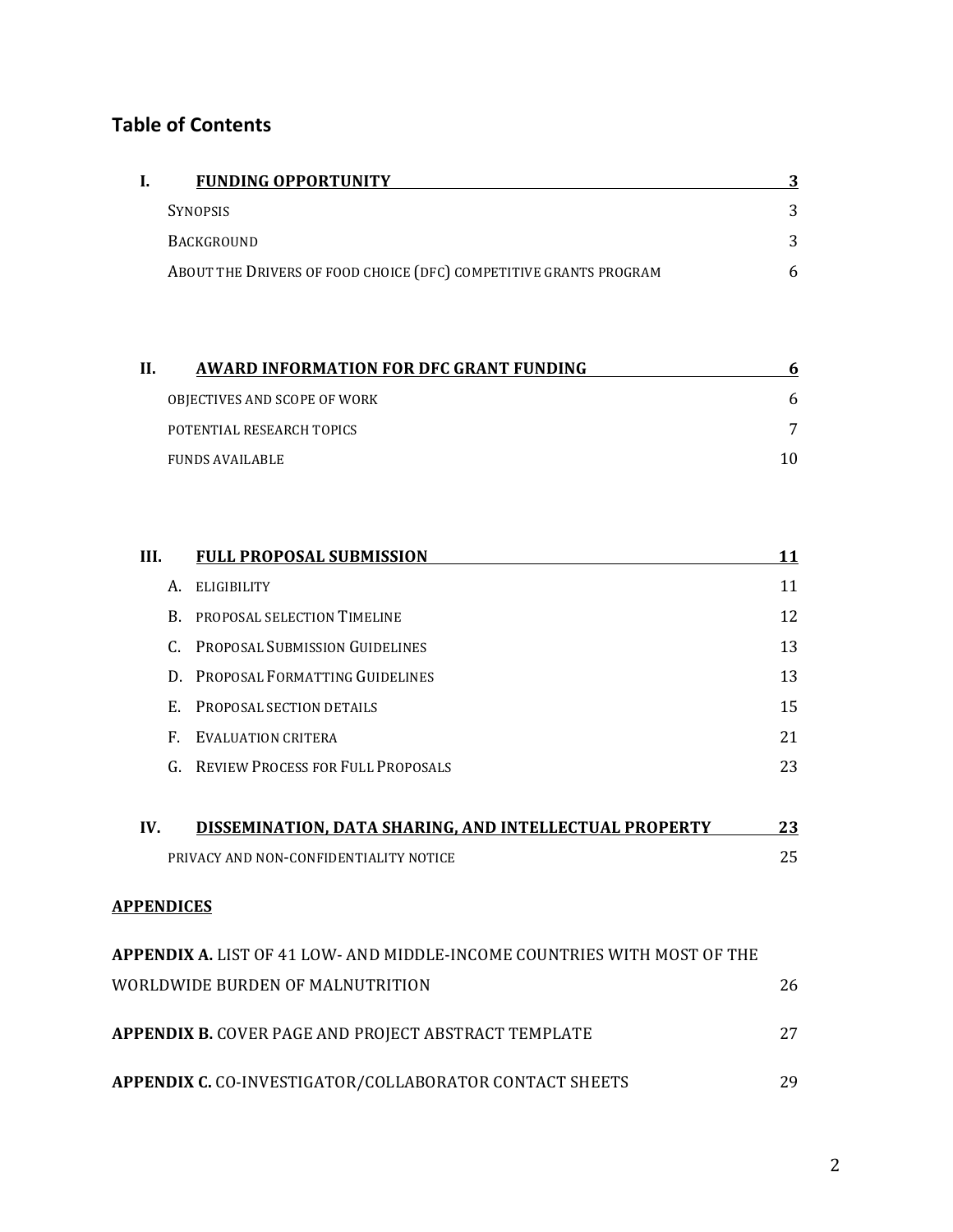## Table of Contents

| | | |
|---|---|---|
| **I.** | **FUNDING OPPORTUNITY** | **3** |
| | SYNOPSIS | 3 |
| | BACKGROUND | 3 |
| | ABOUT THE DRIVERS OF FOOD CHOICE (DFC) COMPETITIVE GRANTS PROGRAM | 6 |
| **II.** | **AWARD INFORMATION FOR DFC GRANT FUNDING** | **6** |
| | OBJECTIVES AND SCOPE OF WORK | 6 |
| | POTENTIAL RESEARCH TOPICS | 7 |
| | FUNDS AVAILABLE | 10 |
| **III.** | **FULL PROPOSAL SUBMISSION** | **11** |
| | A. ELIGIBILITY | 11 |
| | B. PROPOSAL SELECTION TIMELINE | 12 |
| | C. PROPOSAL SUBMISSION GUIDELINES | 13 |
| | D. PROPOSAL FORMATTING GUIDELINES | 13 |
| | E. PROPOSAL SECTION DETAILS | 15 |
| | F. EVALUATION CRITERA | 21 |
| | G. REVIEW PROCESS FOR FULL PROPOSALS | 23 |
| **IV.** | **DISSEMINATION, DATA SHARING, AND INTELLECTUAL PROPERTY** | **23** |
| | PRIVACY AND NON-CONFIDENTIALITY NOTICE | 25 |

**APPENDICES**

| | |
|---|---|
| **APPENDIX A.** LIST OF 41 LOW- AND MIDDLE-INCOME COUNTRIES WITH MOST OF THE WORLDWIDE BURDEN OF MALNUTRITION | 26 |
| **APPENDIX B.** COVER PAGE AND PROJECT ABSTRACT TEMPLATE | 27 |
| **APPENDIX C.** CO-INVESTIGATOR/COLLABORATOR CONTACT SHEETS | 29 |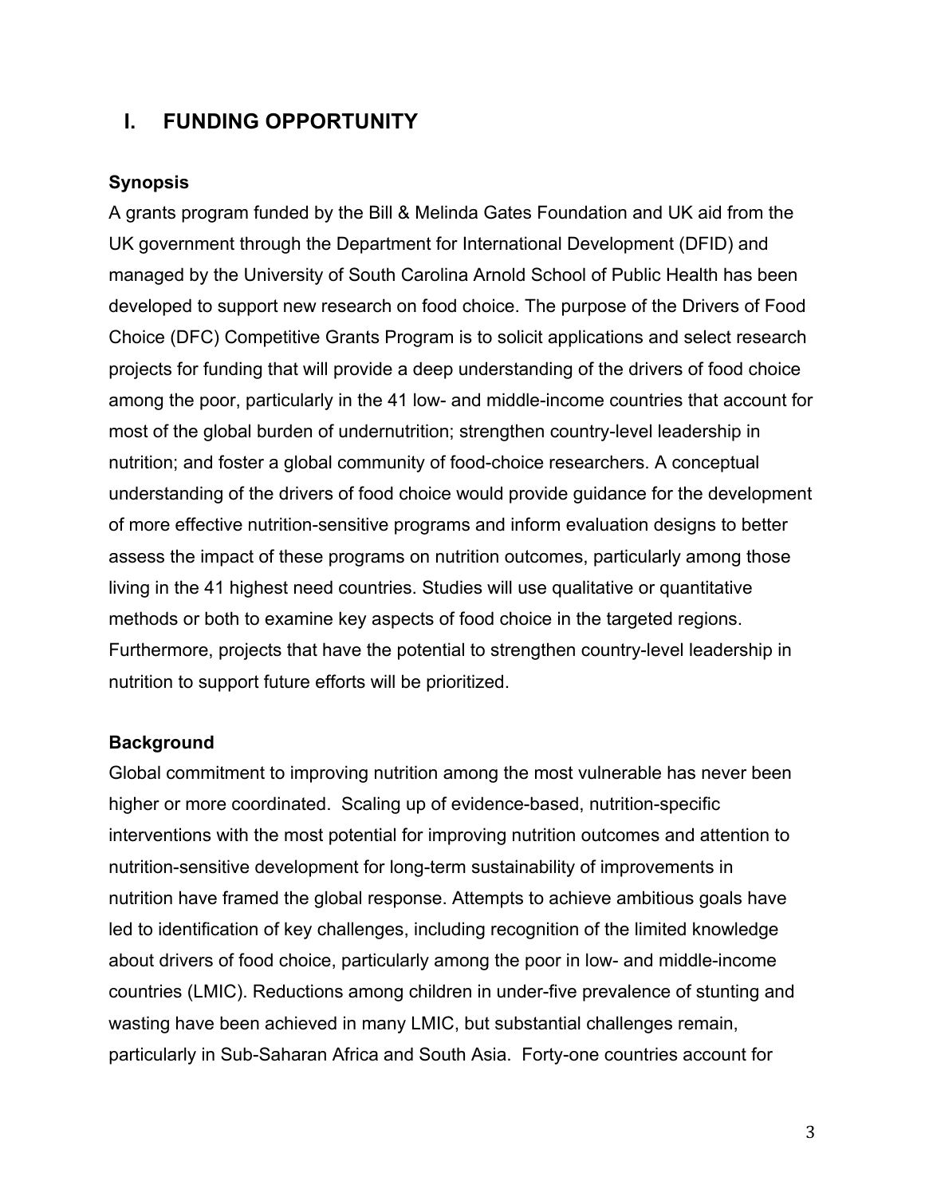# I. FUNDING OPPORTUNITY

**Synopsis**

A grants program funded by the Bill & Melinda Gates Foundation and UK aid from the UK government through the Department for International Development (DFID) and managed by the University of South Carolina Arnold School of Public Health has been developed to support new research on food choice. The purpose of the Drivers of Food Choice (DFC) Competitive Grants Program is to solicit applications and select research projects for funding that will provide a deep understanding of the drivers of food choice among the poor, particularly in the 41 low- and middle-income countries that account for most of the global burden of undernutrition; strengthen country-level leadership in nutrition; and foster a global community of food-choice researchers. A conceptual understanding of the drivers of food choice would provide guidance for the development of more effective nutrition-sensitive programs and inform evaluation designs to better assess the impact of these programs on nutrition outcomes, particularly among those living in the 41 highest need countries. Studies will use qualitative or quantitative methods or both to examine key aspects of food choice in the targeted regions. Furthermore, projects that have the potential to strengthen country-level leadership in nutrition to support future efforts will be prioritized.

**Background**

Global commitment to improving nutrition among the most vulnerable has never been higher or more coordinated. Scaling up of evidence-based, nutrition-specific interventions with the most potential for improving nutrition outcomes and attention to nutrition-sensitive development for long-term sustainability of improvements in nutrition have framed the global response. Attempts to achieve ambitious goals have led to identification of key challenges, including recognition of the limited knowledge about drivers of food choice, particularly among the poor in low- and middle-income countries (LMIC). Reductions among children in under-five prevalence of stunting and wasting have been achieved in many LMIC, but substantial challenges remain, particularly in Sub-Saharan Africa and South Asia. Forty-one countries account for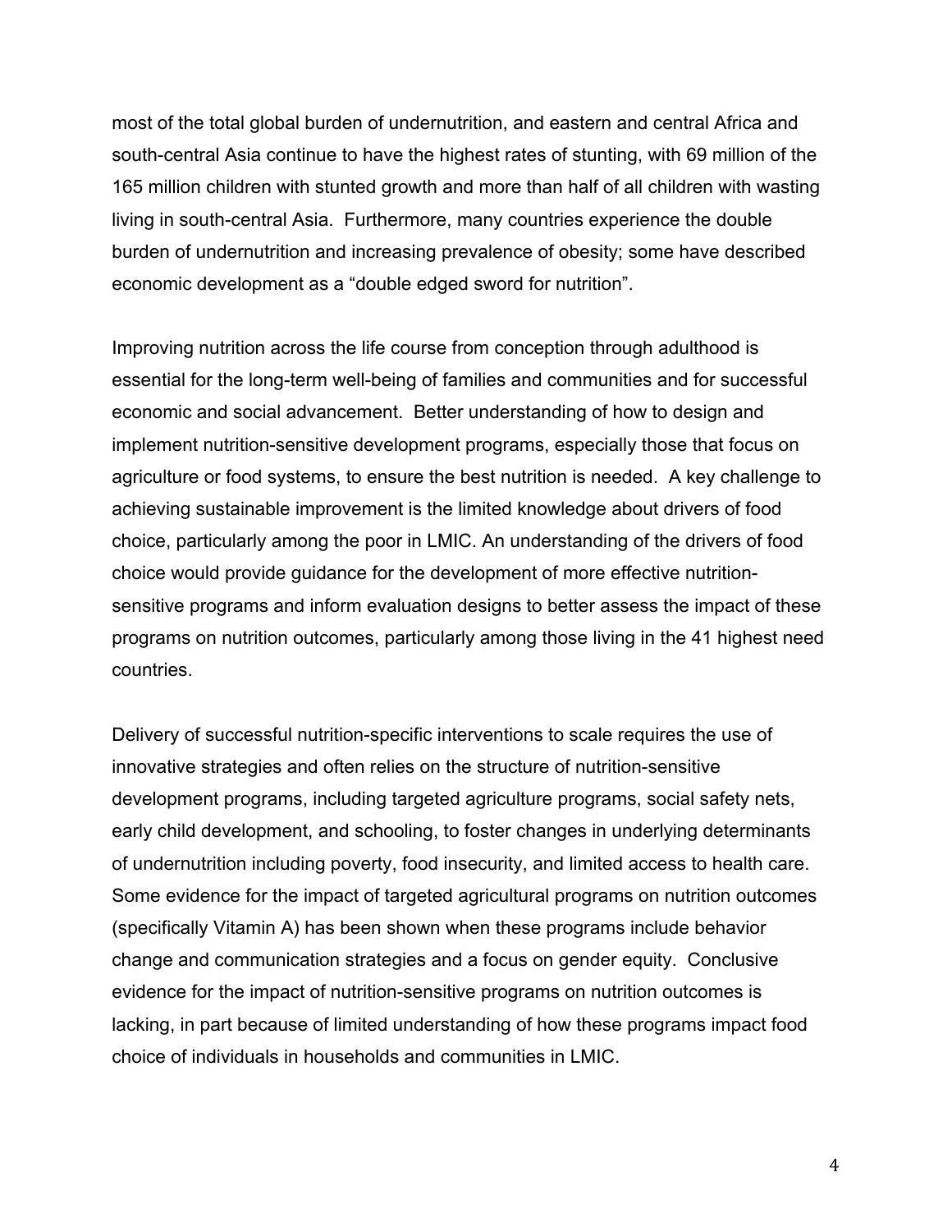most of the total global burden of undernutrition, and eastern and central Africa and south-central Asia continue to have the highest rates of stunting, with 69 million of the 165 million children with stunted growth and more than half of all children with wasting living in south-central Asia. Furthermore, many countries experience the double burden of undernutrition and increasing prevalence of obesity; some have described economic development as a "double edged sword for nutrition".

Improving nutrition across the life course from conception through adulthood is essential for the long-term well-being of families and communities and for successful economic and social advancement. Better understanding of how to design and implement nutrition-sensitive development programs, especially those that focus on agriculture or food systems, to ensure the best nutrition is needed. A key challenge to achieving sustainable improvement is the limited knowledge about drivers of food choice, particularly among the poor in LMIC. An understanding of the drivers of food choice would provide guidance for the development of more effective nutrition-sensitive programs and inform evaluation designs to better assess the impact of these programs on nutrition outcomes, particularly among those living in the 41 highest need countries.

Delivery of successful nutrition-specific interventions to scale requires the use of innovative strategies and often relies on the structure of nutrition-sensitive development programs, including targeted agriculture programs, social safety nets, early child development, and schooling, to foster changes in underlying determinants of undernutrition including poverty, food insecurity, and limited access to health care. Some evidence for the impact of targeted agricultural programs on nutrition outcomes (specifically Vitamin A) has been shown when these programs include behavior change and communication strategies and a focus on gender equity. Conclusive evidence for the impact of nutrition-sensitive programs on nutrition outcomes is lacking, in part because of limited understanding of how these programs impact food choice of individuals in households and communities in LMIC.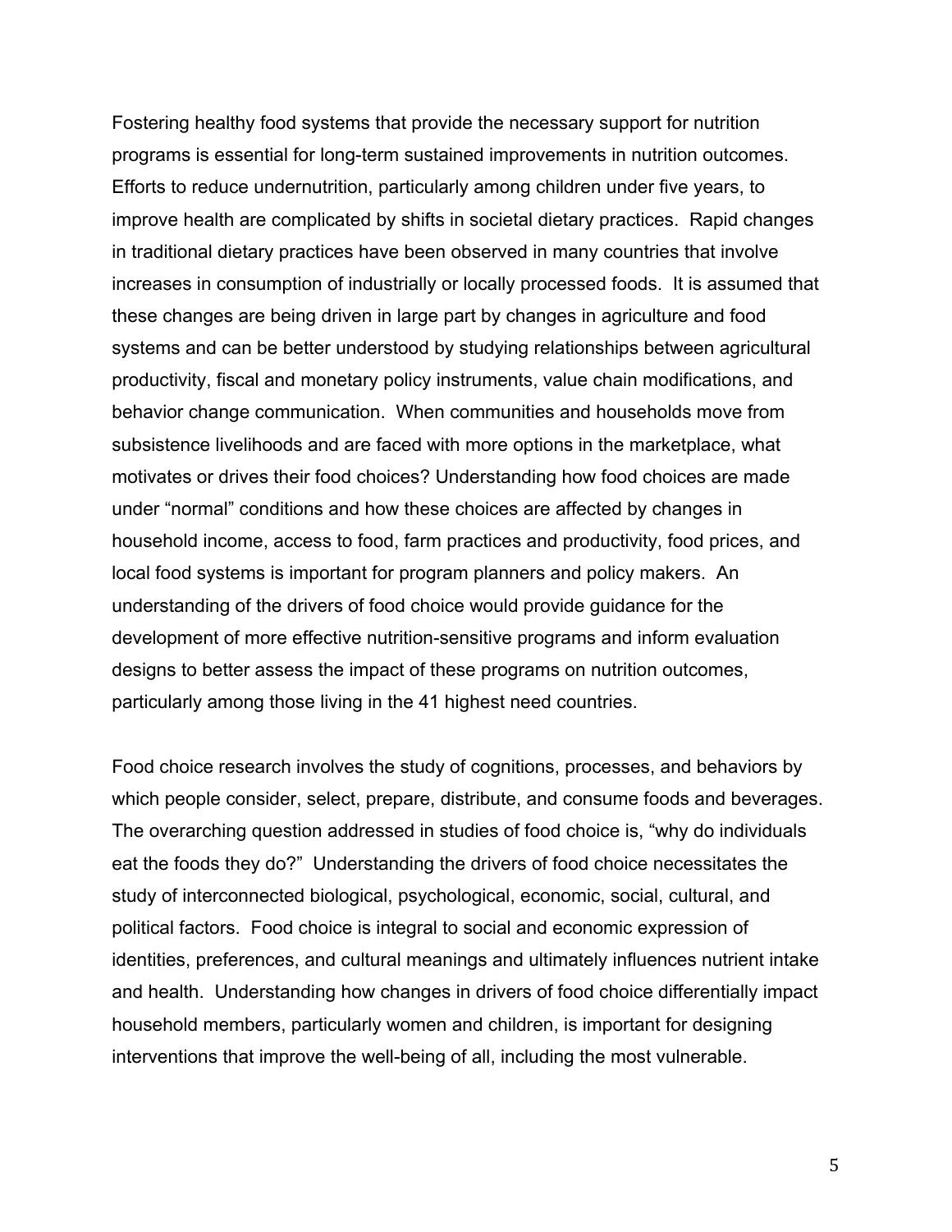Fostering healthy food systems that provide the necessary support for nutrition programs is essential for long-term sustained improvements in nutrition outcomes. Efforts to reduce undernutrition, particularly among children under five years, to improve health are complicated by shifts in societal dietary practices. Rapid changes in traditional dietary practices have been observed in many countries that involve increases in consumption of industrially or locally processed foods. It is assumed that these changes are being driven in large part by changes in agriculture and food systems and can be better understood by studying relationships between agricultural productivity, fiscal and monetary policy instruments, value chain modifications, and behavior change communication. When communities and households move from subsistence livelihoods and are faced with more options in the marketplace, what motivates or drives their food choices? Understanding how food choices are made under "normal" conditions and how these choices are affected by changes in household income, access to food, farm practices and productivity, food prices, and local food systems is important for program planners and policy makers. An understanding of the drivers of food choice would provide guidance for the development of more effective nutrition-sensitive programs and inform evaluation designs to better assess the impact of these programs on nutrition outcomes, particularly among those living in the 41 highest need countries.

Food choice research involves the study of cognitions, processes, and behaviors by which people consider, select, prepare, distribute, and consume foods and beverages. The overarching question addressed in studies of food choice is, "why do individuals eat the foods they do?" Understanding the drivers of food choice necessitates the study of interconnected biological, psychological, economic, social, cultural, and political factors. Food choice is integral to social and economic expression of identities, preferences, and cultural meanings and ultimately influences nutrient intake and health. Understanding how changes in drivers of food choice differentially impact household members, particularly women and children, is important for designing interventions that improve the well-being of all, including the most vulnerable.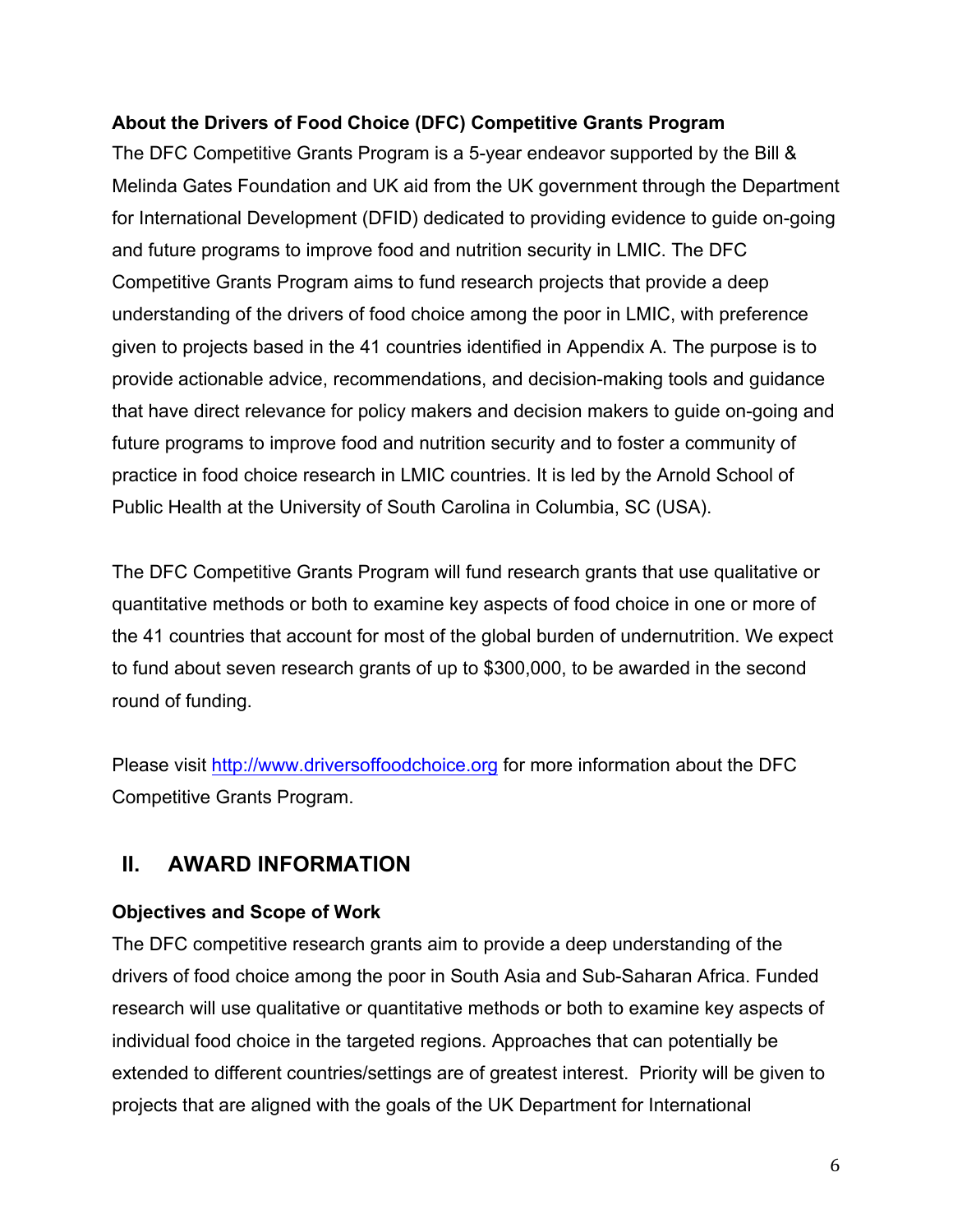**About the Drivers of Food Choice (DFC) Competitive Grants Program**

The DFC Competitive Grants Program is a 5-year endeavor supported by the Bill & Melinda Gates Foundation and UK aid from the UK government through the Department for International Development (DFID) dedicated to providing evidence to guide on-going and future programs to improve food and nutrition security in LMIC. The DFC Competitive Grants Program aims to fund research projects that provide a deep understanding of the drivers of food choice among the poor in LMIC, with preference given to projects based in the 41 countries identified in Appendix A. The purpose is to provide actionable advice, recommendations, and decision-making tools and guidance that have direct relevance for policy makers and decision makers to guide on-going and future programs to improve food and nutrition security and to foster a community of practice in food choice research in LMIC countries. It is led by the Arnold School of Public Health at the University of South Carolina in Columbia, SC (USA).

The DFC Competitive Grants Program will fund research grants that use qualitative or quantitative methods or both to examine key aspects of food choice in one or more of the 41 countries that account for most of the global burden of undernutrition. We expect to fund about seven research grants of up to $300,000, to be awarded in the second round of funding.

Please visit [http://www.driversoffoodchoice.org](http://www.driversoffoodchoice.org) for more information about the DFC Competitive Grants Program.

## II. AWARD INFORMATION

**Objectives and Scope of Work**

The DFC competitive research grants aim to provide a deep understanding of the drivers of food choice among the poor in South Asia and Sub-Saharan Africa. Funded research will use qualitative or quantitative methods or both to examine key aspects of individual food choice in the targeted regions. Approaches that can potentially be extended to different countries/settings are of greatest interest. Priority will be given to projects that are aligned with the goals of the UK Department for International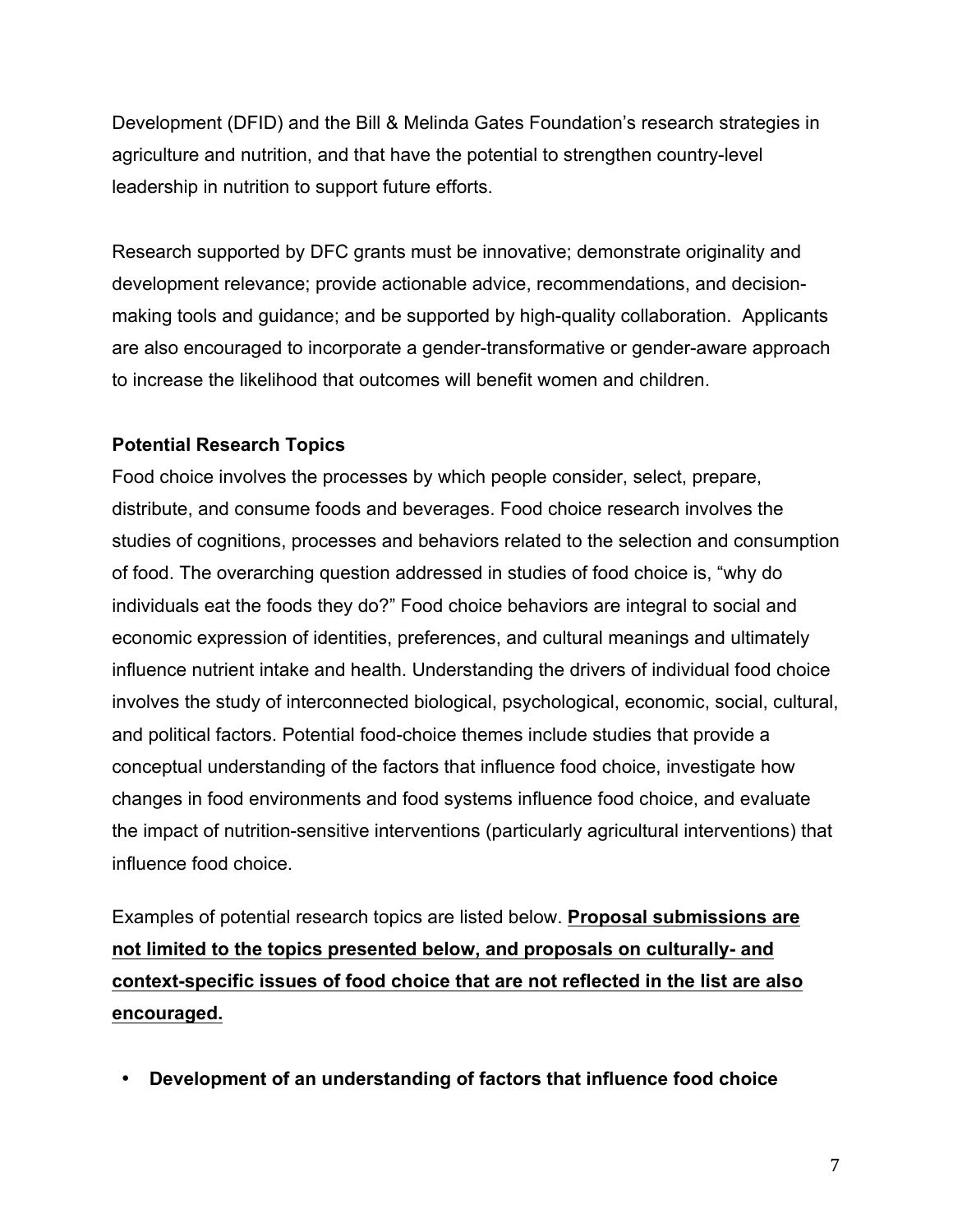Development (DFID) and the Bill & Melinda Gates Foundation's research strategies in agriculture and nutrition, and that have the potential to strengthen country-level leadership in nutrition to support future efforts.

Research supported by DFC grants must be innovative; demonstrate originality and development relevance; provide actionable advice, recommendations, and decision-making tools and guidance; and be supported by high-quality collaboration. Applicants are also encouraged to incorporate a gender-transformative or gender-aware approach to increase the likelihood that outcomes will benefit women and children.

**Potential Research Topics**

Food choice involves the processes by which people consider, select, prepare, distribute, and consume foods and beverages. Food choice research involves the studies of cognitions, processes and behaviors related to the selection and consumption of food. The overarching question addressed in studies of food choice is, "why do individuals eat the foods they do?" Food choice behaviors are integral to social and economic expression of identities, preferences, and cultural meanings and ultimately influence nutrient intake and health. Understanding the drivers of individual food choice involves the study of interconnected biological, psychological, economic, social, cultural, and political factors. Potential food-choice themes include studies that provide a conceptual understanding of the factors that influence food choice, investigate how changes in food environments and food systems influence food choice, and evaluate the impact of nutrition-sensitive interventions (particularly agricultural interventions) that influence food choice.

Examples of potential research topics are listed below. **Proposal submissions are not limited to the topics presented below, and proposals on culturally- and context-specific issues of food choice that are not reflected in the list are also encouraged.**

- **Development of an understanding of factors that influence food choice**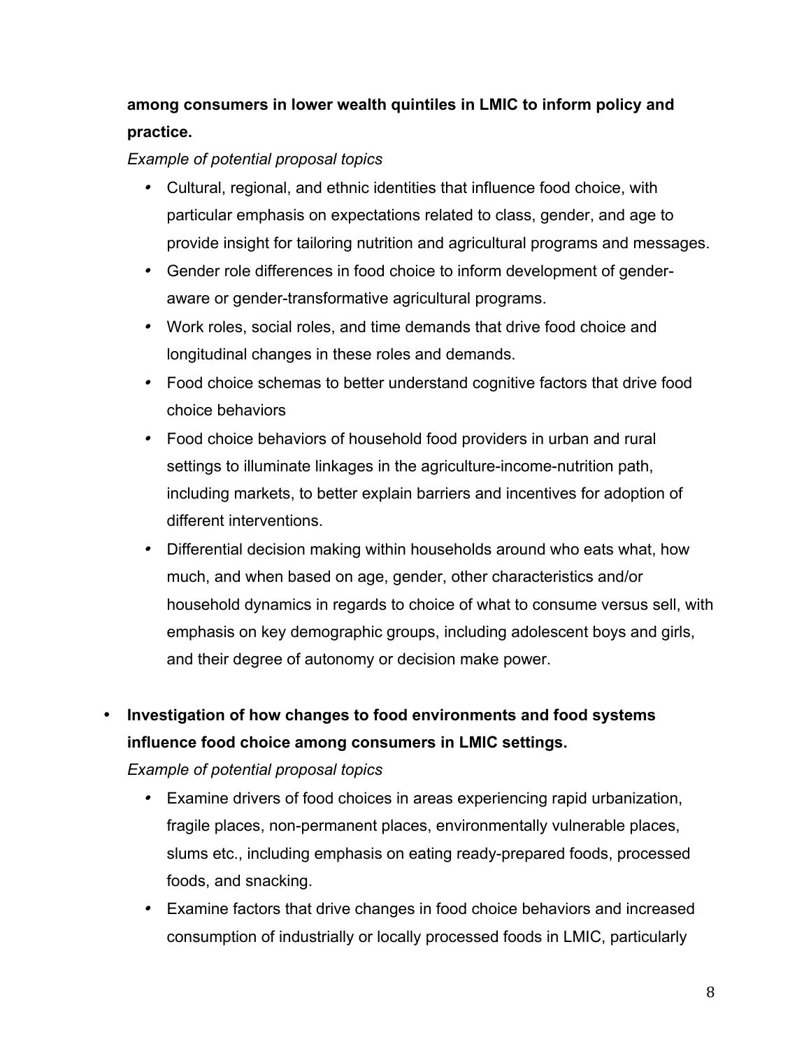**among consumers in lower wealth quintiles in LMIC to inform policy and practice.**

*Example of potential proposal topics*

- Cultural, regional, and ethnic identities that influence food choice, with particular emphasis on expectations related to class, gender, and age to provide insight for tailoring nutrition and agricultural programs and messages.
- Gender role differences in food choice to inform development of gender-aware or gender-transformative agricultural programs.
- Work roles, social roles, and time demands that drive food choice and longitudinal changes in these roles and demands.
- Food choice schemas to better understand cognitive factors that drive food choice behaviors
- Food choice behaviors of household food providers in urban and rural settings to illuminate linkages in the agriculture-income-nutrition path, including markets, to better explain barriers and incentives for adoption of different interventions.
- Differential decision making within households around who eats what, how much, and when based on age, gender, other characteristics and/or household dynamics in regards to choice of what to consume versus sell, with emphasis on key demographic groups, including adolescent boys and girls, and their degree of autonomy or decision make power.

- **Investigation of how changes to food environments and food systems influence food choice among consumers in LMIC settings.**

  *Example of potential proposal topics*

  - Examine drivers of food choices in areas experiencing rapid urbanization, fragile places, non-permanent places, environmentally vulnerable places, slums etc., including emphasis on eating ready-prepared foods, processed foods, and snacking.
  - Examine factors that drive changes in food choice behaviors and increased consumption of industrially or locally processed foods in LMIC, particularly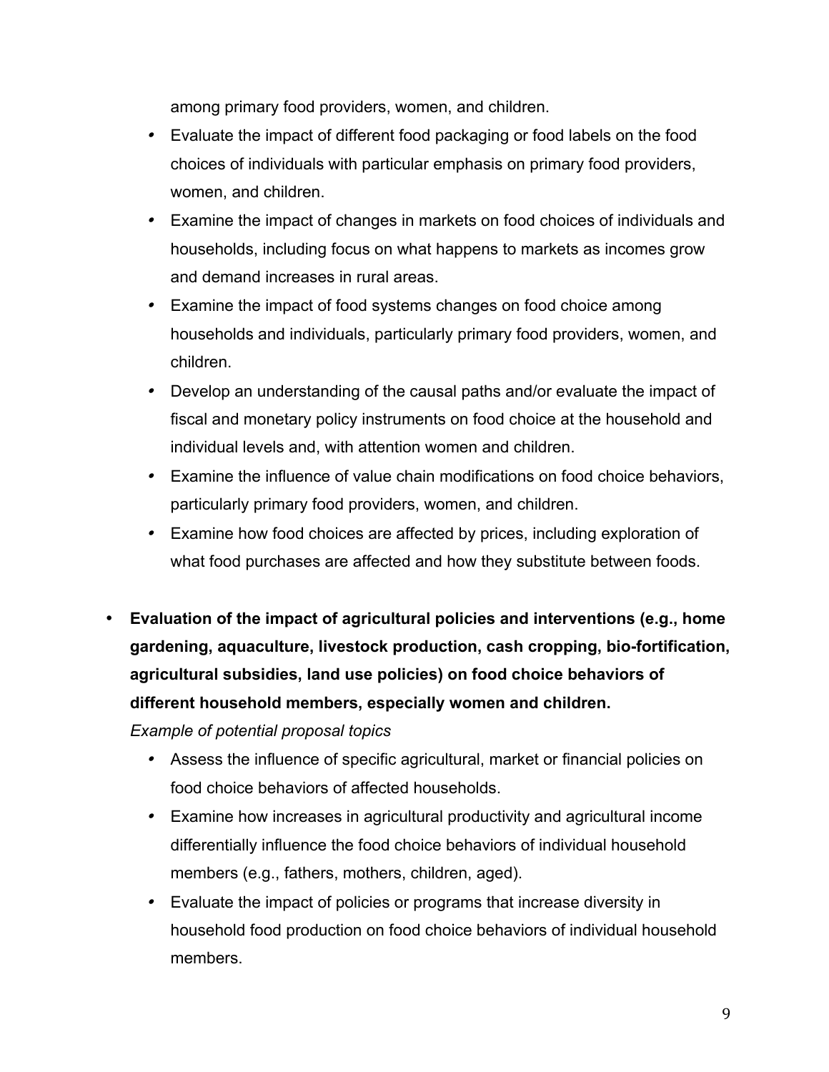among primary food providers, women, and children.

  - Evaluate the impact of different food packaging or food labels on the food choices of individuals with particular emphasis on primary food providers, women, and children.
  - Examine the impact of changes in markets on food choices of individuals and households, including focus on what happens to markets as incomes grow and demand increases in rural areas.
  - Examine the impact of food systems changes on food choice among households and individuals, particularly primary food providers, women, and children.
  - Develop an understanding of the causal paths and/or evaluate the impact of fiscal and monetary policy instruments on food choice at the household and individual levels and, with attention women and children.
  - Examine the influence of value chain modifications on food choice behaviors, particularly primary food providers, women, and children.
  - Examine how food choices are affected by prices, including exploration of what food purchases are affected and how they substitute between foods.

- **Evaluation of the impact of agricultural policies and interventions (e.g., home gardening, aquaculture, livestock production, cash cropping, bio-fortification, agricultural subsidies, land use policies) on food choice behaviors of different household members, especially women and children.**

  *Example of potential proposal topics*

  - Assess the influence of specific agricultural, market or financial policies on food choice behaviors of affected households.
  - Examine how increases in agricultural productivity and agricultural income differentially influence the food choice behaviors of individual household members (e.g., fathers, mothers, children, aged).
  - Evaluate the impact of policies or programs that increase diversity in household food production on food choice behaviors of individual household members.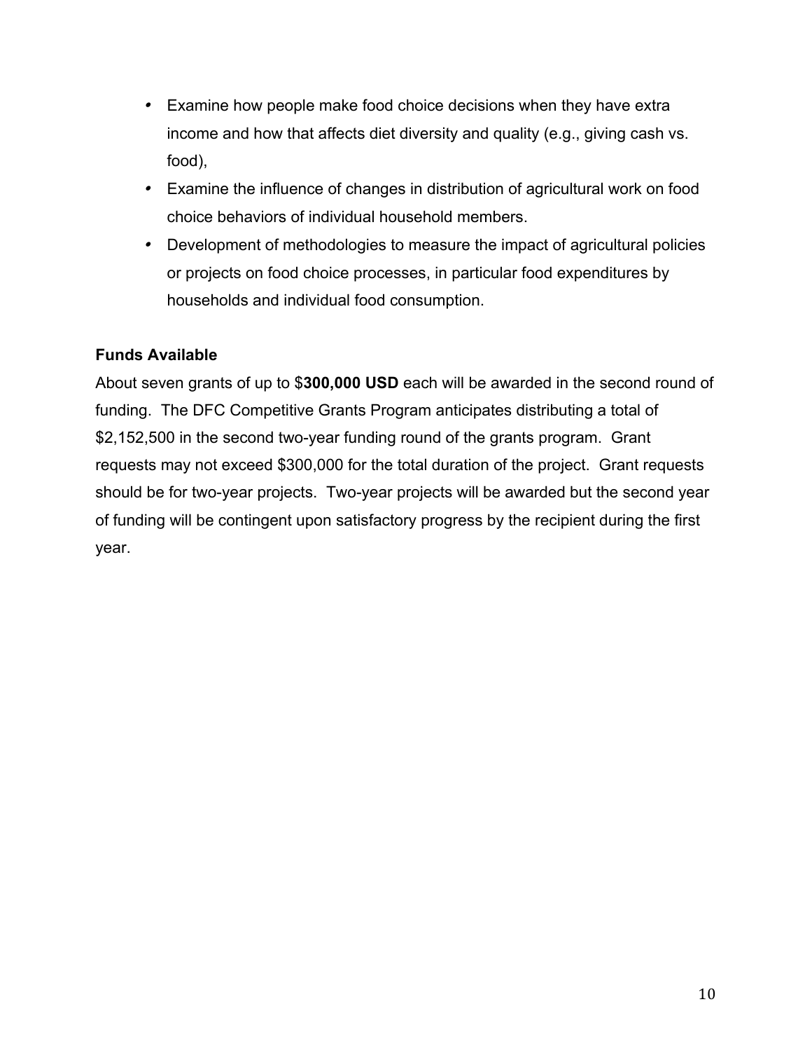- Examine how people make food choice decisions when they have extra income and how that affects diet diversity and quality (e.g., giving cash vs. food),
- Examine the influence of changes in distribution of agricultural work on food choice behaviors of individual household members.
- Development of methodologies to measure the impact of agricultural policies or projects on food choice processes, in particular food expenditures by households and individual food consumption.

**Funds Available**

About seven grants of up to $**300,000 USD** each will be awarded in the second round of funding. The DFC Competitive Grants Program anticipates distributing a total of $2,152,500 in the second two-year funding round of the grants program. Grant requests may not exceed $300,000 for the total duration of the project. Grant requests should be for two-year projects. Two-year projects will be awarded but the second year of funding will be contingent upon satisfactory progress by the recipient during the first year.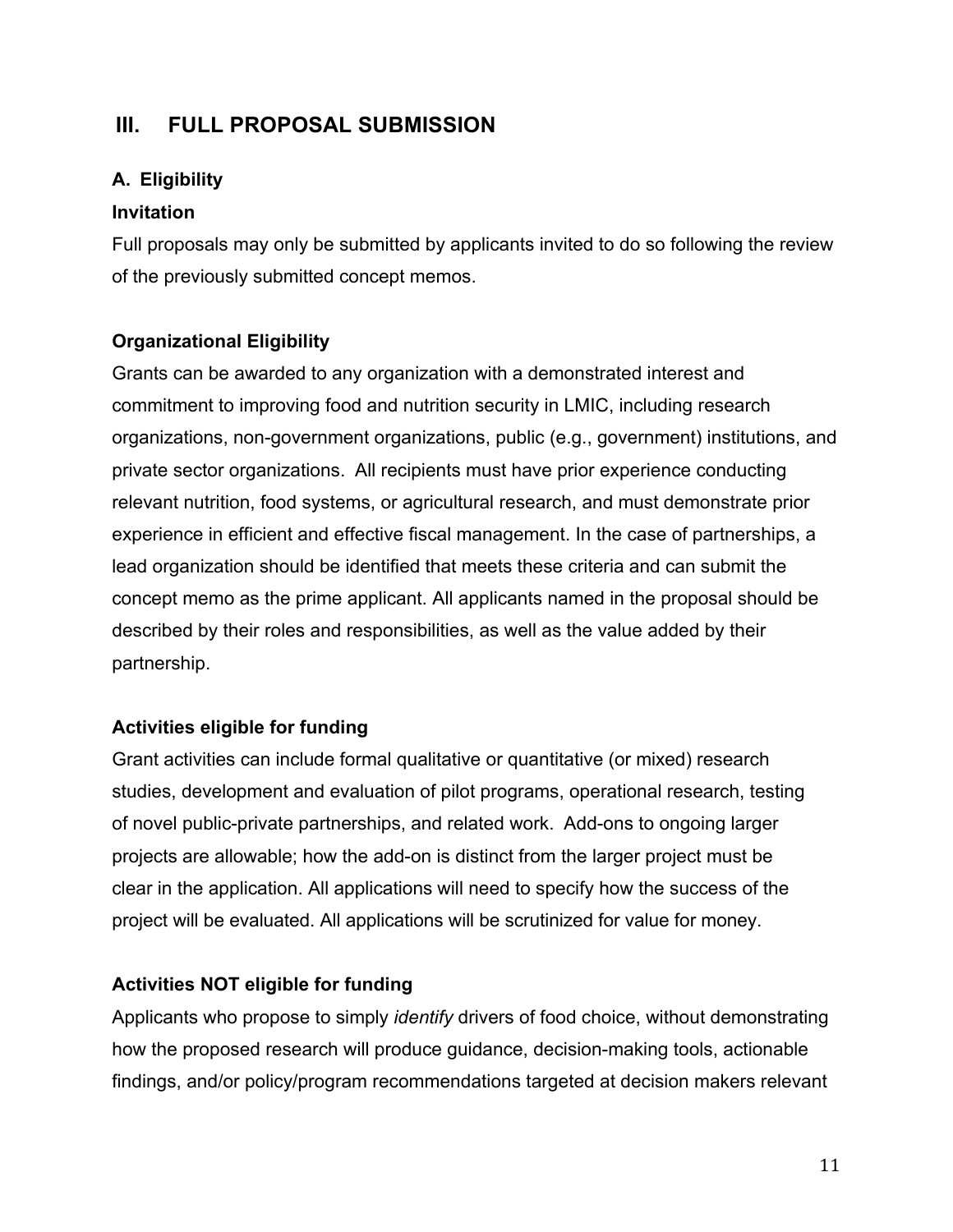## III. FULL PROPOSAL SUBMISSION

### A. Eligibility

**Invitation**

Full proposals may only be submitted by applicants invited to do so following the review of the previously submitted concept memos.

**Organizational Eligibility**

Grants can be awarded to any organization with a demonstrated interest and commitment to improving food and nutrition security in LMIC, including research organizations, non-government organizations, public (e.g., government) institutions, and private sector organizations. All recipients must have prior experience conducting relevant nutrition, food systems, or agricultural research, and must demonstrate prior experience in efficient and effective fiscal management. In the case of partnerships, a lead organization should be identified that meets these criteria and can submit the concept memo as the prime applicant. All applicants named in the proposal should be described by their roles and responsibilities, as well as the value added by their partnership.

**Activities eligible for funding**

Grant activities can include formal qualitative or quantitative (or mixed) research studies, development and evaluation of pilot programs, operational research, testing of novel public-private partnerships, and related work. Add-ons to ongoing larger projects are allowable; how the add-on is distinct from the larger project must be clear in the application. All applications will need to specify how the success of the project will be evaluated. All applications will be scrutinized for value for money.

**Activities NOT eligible for funding**

Applicants who propose to simply *identify* drivers of food choice, without demonstrating how the proposed research will produce guidance, decision-making tools, actionable findings, and/or policy/program recommendations targeted at decision makers relevant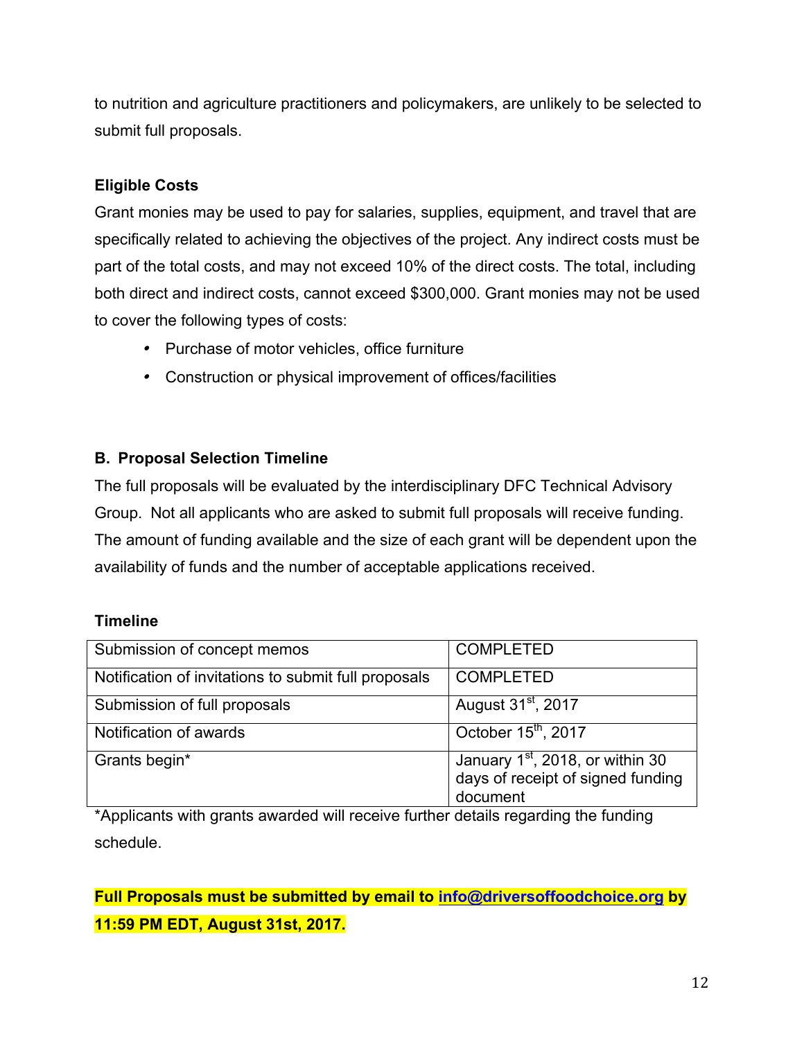to nutrition and agriculture practitioners and policymakers, are unlikely to be selected to submit full proposals.

**Eligible Costs**

Grant monies may be used to pay for salaries, supplies, equipment, and travel that are specifically related to achieving the objectives of the project. Any indirect costs must be part of the total costs, and may not exceed 10% of the direct costs. The total, including both direct and indirect costs, cannot exceed $300,000. Grant monies may not be used to cover the following types of costs:

- Purchase of motor vehicles, office furniture
- Construction or physical improvement of offices/facilities

**B. Proposal Selection Timeline**

The full proposals will be evaluated by the interdisciplinary DFC Technical Advisory Group. Not all applicants who are asked to submit full proposals will receive funding. The amount of funding available and the size of each grant will be dependent upon the availability of funds and the number of acceptable applications received.

**Timeline**

| | |
|---|---|
| Submission of concept memos | COMPLETED |
| Notification of invitations to submit full proposals | COMPLETED |
| Submission of full proposals | August 31st, 2017 |
| Notification of awards | October 15th, 2017 |
| Grants begin* | January 1st, 2018, or within 30 days of receipt of signed funding document |

*Applicants with grants awarded will receive further details regarding the funding schedule.

**Full Proposals must be submitted by email to info@driversoffoodchoice.org by 11:59 PM EDT, August 31st, 2017.**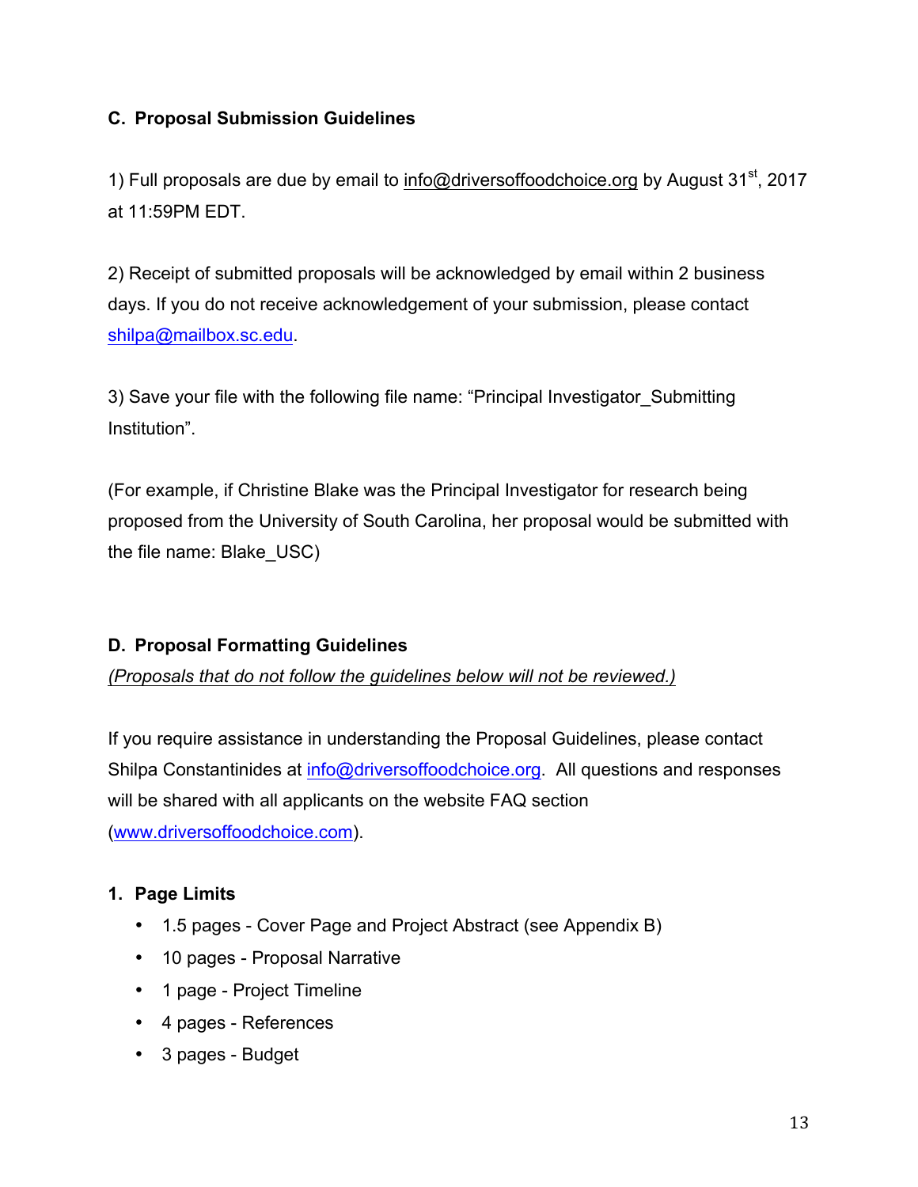### C. Proposal Submission Guidelines

1) Full proposals are due by email to info@driversoffoodchoice.org by August 31st, 2017 at 11:59PM EDT.

2) Receipt of submitted proposals will be acknowledged by email within 2 business days. If you do not receive acknowledgement of your submission, please contact shilpa@mailbox.sc.edu.

3) Save your file with the following file name: "Principal Investigator_Submitting Institution".

(For example, if Christine Blake was the Principal Investigator for research being proposed from the University of South Carolina, her proposal would be submitted with the file name: Blake_USC)

### D. Proposal Formatting Guidelines

*(Proposals that do not follow the guidelines below will not be reviewed.)*

If you require assistance in understanding the Proposal Guidelines, please contact Shilpa Constantinides at info@driversoffoodchoice.org. All questions and responses will be shared with all applicants on the website FAQ section (www.driversoffoodchoice.com).

#### 1. Page Limits

- 1.5 pages - Cover Page and Project Abstract (see Appendix B)
- 10 pages - Proposal Narrative
- 1 page - Project Timeline
- 4 pages - References
- 3 pages - Budget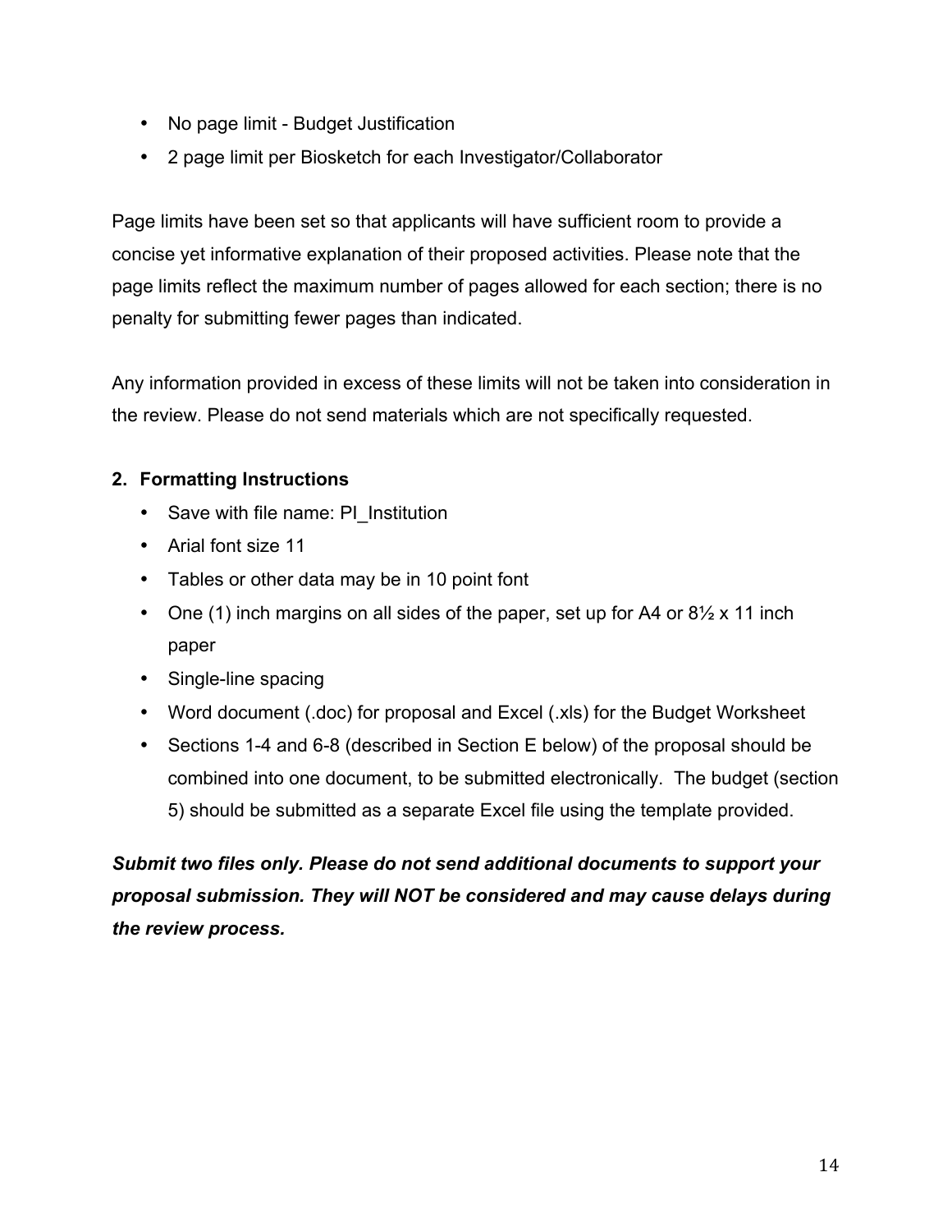- No page limit - Budget Justification
- 2 page limit per Biosketch for each Investigator/Collaborator

Page limits have been set so that applicants will have sufficient room to provide a concise yet informative explanation of their proposed activities. Please note that the page limits reflect the maximum number of pages allowed for each section; there is no penalty for submitting fewer pages than indicated.

Any information provided in excess of these limits will not be taken into consideration in the review. Please do not send materials which are not specifically requested.

**2. Formatting Instructions**

- Save with file name: PI_Institution
- Arial font size 11
- Tables or other data may be in 10 point font
- One (1) inch margins on all sides of the paper, set up for A4 or 8½ x 11 inch paper
- Single-line spacing
- Word document (.doc) for proposal and Excel (.xls) for the Budget Worksheet
- Sections 1-4 and 6-8 (described in Section E below) of the proposal should be combined into one document, to be submitted electronically. The budget (section 5) should be submitted as a separate Excel file using the template provided.

***Submit two files only. Please do not send additional documents to support your proposal submission. They will NOT be considered and may cause delays during the review process.***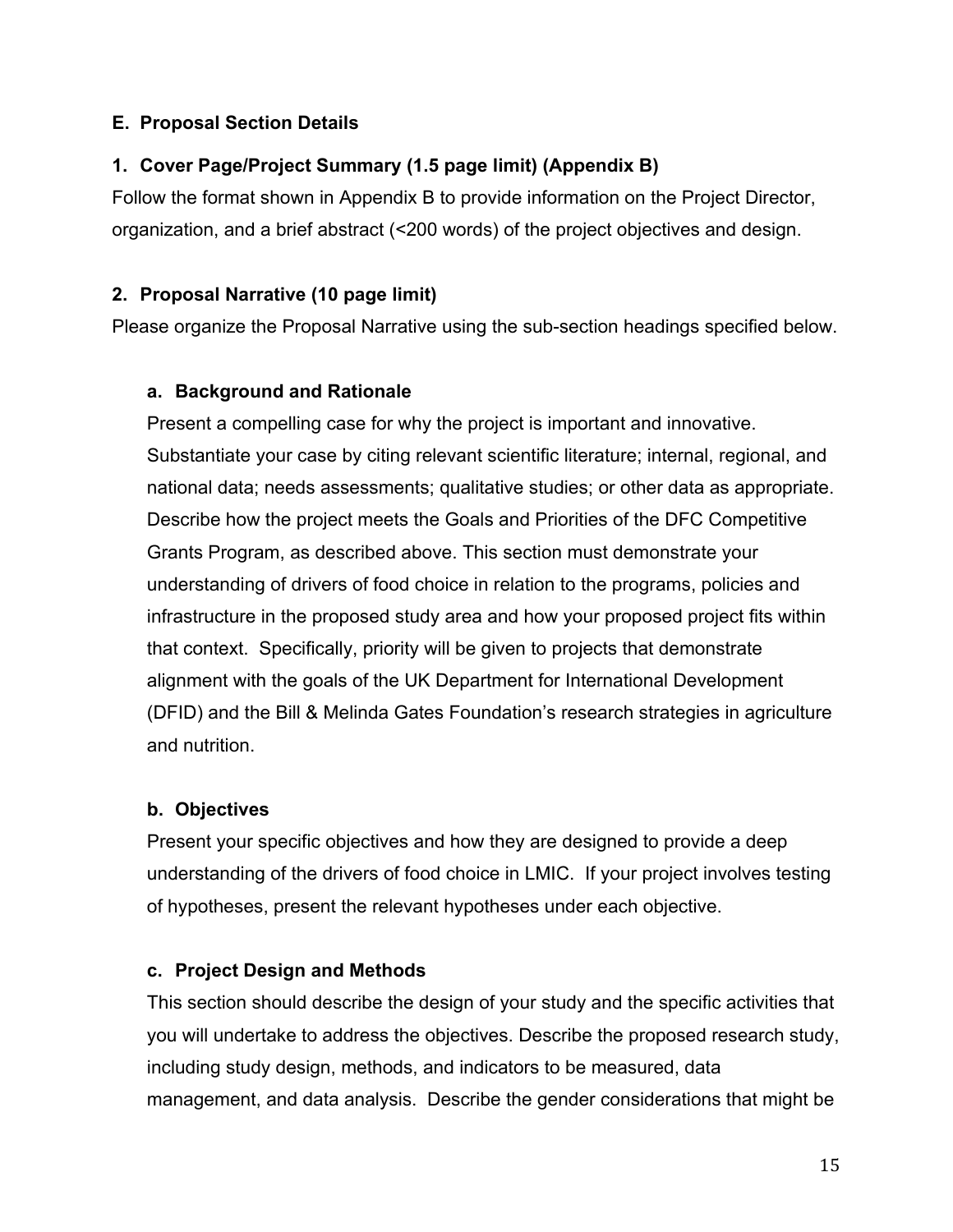## E. Proposal Section Details

### 1. Cover Page/Project Summary (1.5 page limit) (Appendix B)

Follow the format shown in Appendix B to provide information on the Project Director, organization, and a brief abstract (<200 words) of the project objectives and design.

### 2. Proposal Narrative (10 page limit)

Please organize the Proposal Narrative using the sub-section headings specified below.

#### a. Background and Rationale

Present a compelling case for why the project is important and innovative. Substantiate your case by citing relevant scientific literature; internal, regional, and national data; needs assessments; qualitative studies; or other data as appropriate. Describe how the project meets the Goals and Priorities of the DFC Competitive Grants Program, as described above. This section must demonstrate your understanding of drivers of food choice in relation to the programs, policies and infrastructure in the proposed study area and how your proposed project fits within that context. Specifically, priority will be given to projects that demonstrate alignment with the goals of the UK Department for International Development (DFID) and the Bill & Melinda Gates Foundation's research strategies in agriculture and nutrition.

#### b. Objectives

Present your specific objectives and how they are designed to provide a deep understanding of the drivers of food choice in LMIC. If your project involves testing of hypotheses, present the relevant hypotheses under each objective.

#### c. Project Design and Methods

This section should describe the design of your study and the specific activities that you will undertake to address the objectives. Describe the proposed research study, including study design, methods, and indicators to be measured, data management, and data analysis. Describe the gender considerations that might be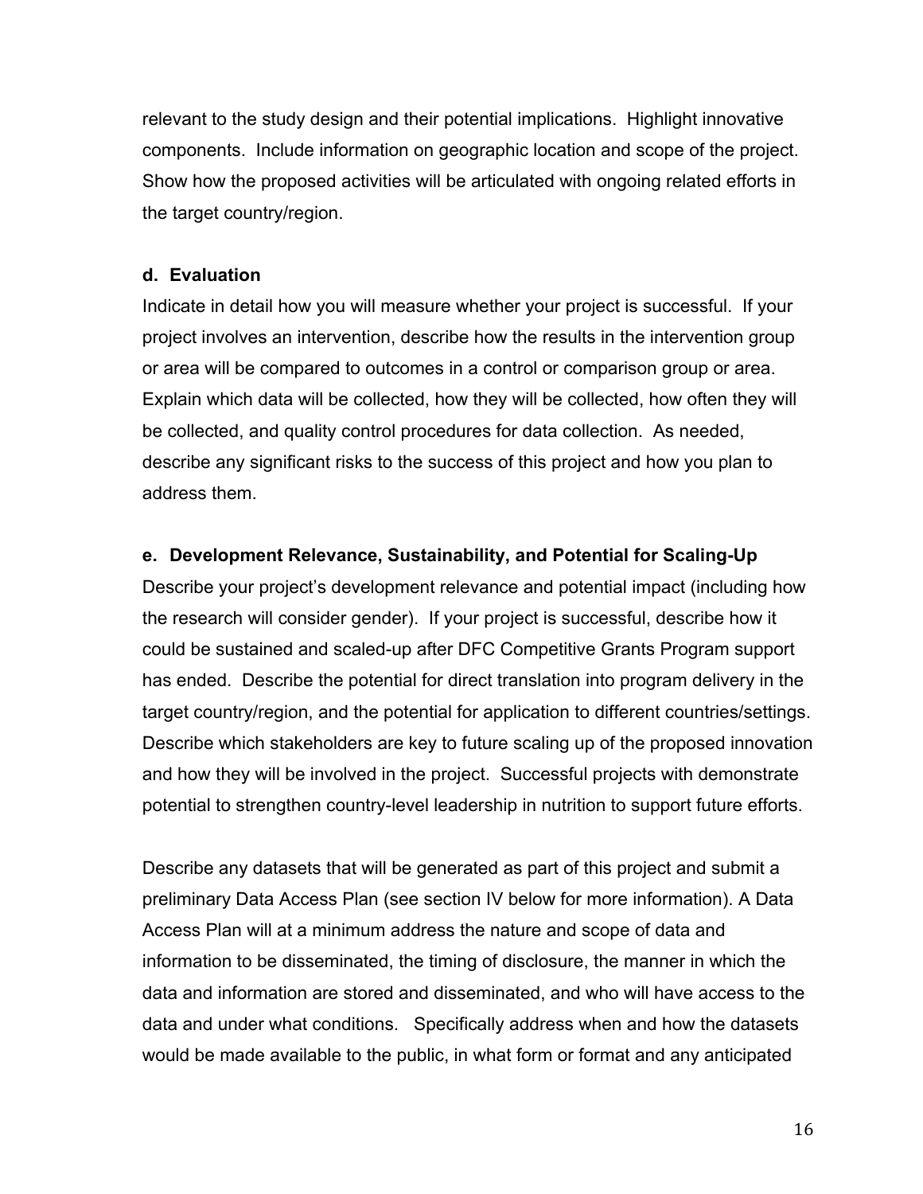relevant to the study design and their potential implications. Highlight innovative components. Include information on geographic location and scope of the project. Show how the proposed activities will be articulated with ongoing related efforts in the target country/region.

### d. Evaluation

Indicate in detail how you will measure whether your project is successful. If your project involves an intervention, describe how the results in the intervention group or area will be compared to outcomes in a control or comparison group or area. Explain which data will be collected, how they will be collected, how often they will be collected, and quality control procedures for data collection. As needed, describe any significant risks to the success of this project and how you plan to address them.

### e. Development Relevance, Sustainability, and Potential for Scaling-Up

Describe your project's development relevance and potential impact (including how the research will consider gender). If your project is successful, describe how it could be sustained and scaled-up after DFC Competitive Grants Program support has ended. Describe the potential for direct translation into program delivery in the target country/region, and the potential for application to different countries/settings. Describe which stakeholders are key to future scaling up of the proposed innovation and how they will be involved in the project. Successful projects with demonstrate potential to strengthen country-level leadership in nutrition to support future efforts.

Describe any datasets that will be generated as part of this project and submit a preliminary Data Access Plan (see section IV below for more information). A Data Access Plan will at a minimum address the nature and scope of data and information to be disseminated, the timing of disclosure, the manner in which the data and information are stored and disseminated, and who will have access to the data and under what conditions. Specifically address when and how the datasets would be made available to the public, in what form or format and any anticipated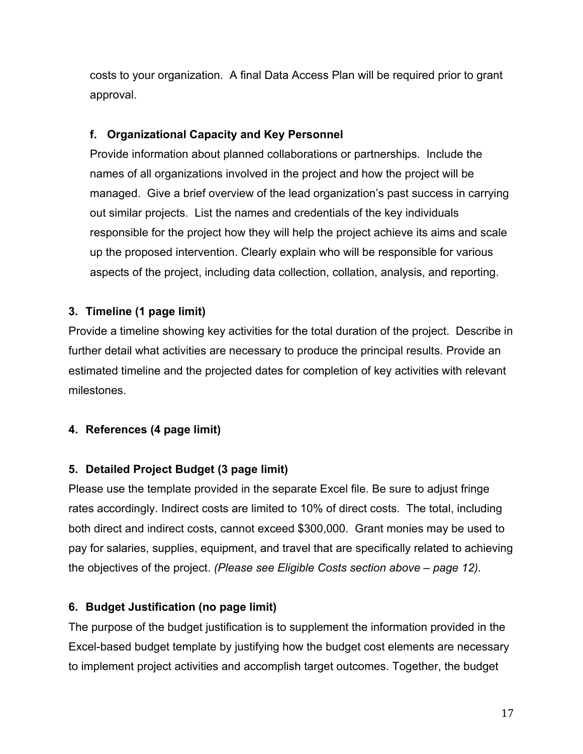costs to your organization. A final Data Access Plan will be required prior to grant approval.

### f. Organizational Capacity and Key Personnel

Provide information about planned collaborations or partnerships. Include the names of all organizations involved in the project and how the project will be managed. Give a brief overview of the lead organization's past success in carrying out similar projects. List the names and credentials of the key individuals responsible for the project how they will help the project achieve its aims and scale up the proposed intervention. Clearly explain who will be responsible for various aspects of the project, including data collection, collation, analysis, and reporting.

## 3. Timeline (1 page limit)

Provide a timeline showing key activities for the total duration of the project. Describe in further detail what activities are necessary to produce the principal results. Provide an estimated timeline and the projected dates for completion of key activities with relevant milestones.

## 4. References (4 page limit)

## 5. Detailed Project Budget (3 page limit)

Please use the template provided in the separate Excel file. Be sure to adjust fringe rates accordingly. Indirect costs are limited to 10% of direct costs. The total, including both direct and indirect costs, cannot exceed $300,000. Grant monies may be used to pay for salaries, supplies, equipment, and travel that are specifically related to achieving the objectives of the project. *(Please see Eligible Costs section above – page 12).*

## 6. Budget Justification (no page limit)

The purpose of the budget justification is to supplement the information provided in the Excel-based budget template by justifying how the budget cost elements are necessary to implement project activities and accomplish target outcomes. Together, the budget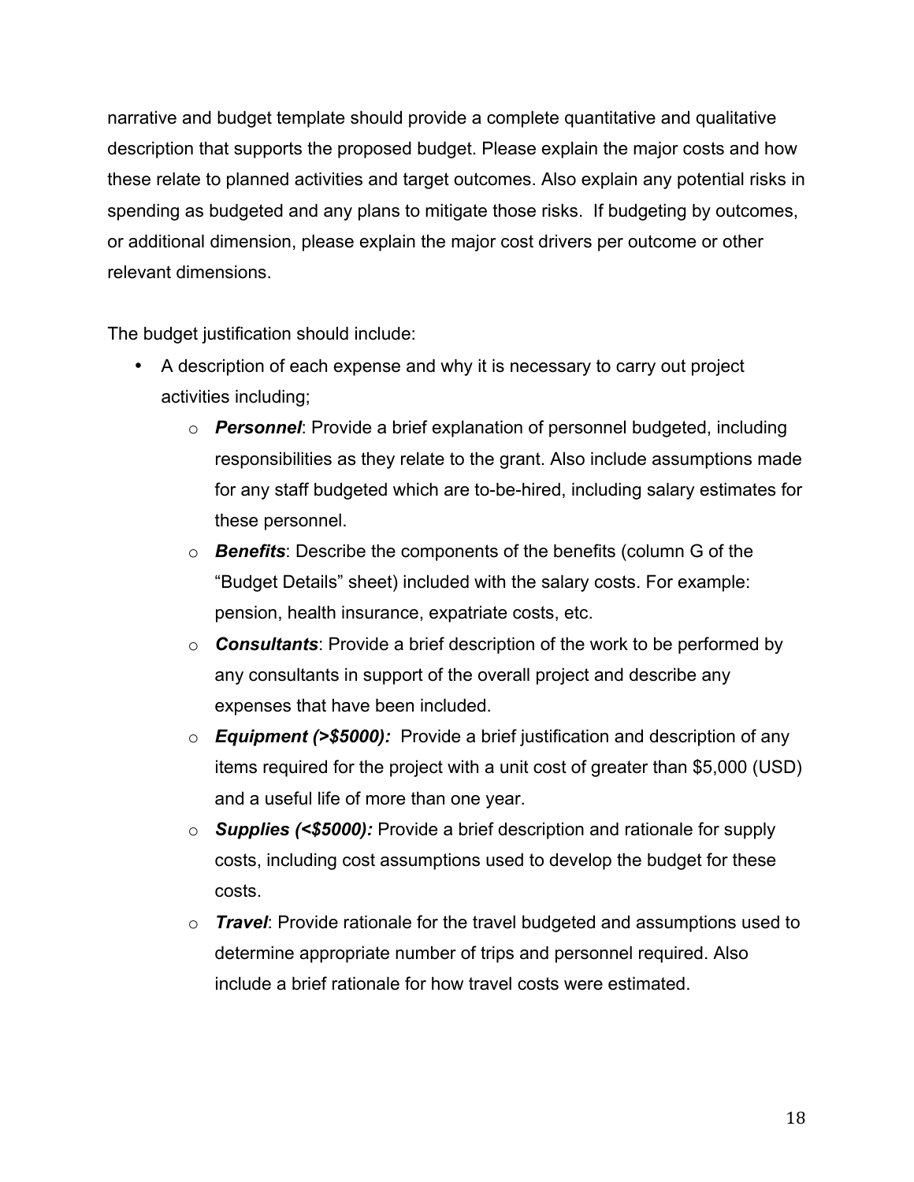narrative and budget template should provide a complete quantitative and qualitative description that supports the proposed budget. Please explain the major costs and how these relate to planned activities and target outcomes. Also explain any potential risks in spending as budgeted and any plans to mitigate those risks. If budgeting by outcomes, or additional dimension, please explain the major cost drivers per outcome or other relevant dimensions.

The budget justification should include:

- A description of each expense and why it is necessary to carry out project activities including;
  - ***Personnel***: Provide a brief explanation of personnel budgeted, including responsibilities as they relate to the grant. Also include assumptions made for any staff budgeted which are to-be-hired, including salary estimates for these personnel.
  - ***Benefits***: Describe the components of the benefits (column G of the "Budget Details" sheet) included with the salary costs. For example: pension, health insurance, expatriate costs, etc.
  - ***Consultants***: Provide a brief description of the work to be performed by any consultants in support of the overall project and describe any expenses that have been included.
  - ***Equipment (>$5000):*** Provide a brief justification and description of any items required for the project with a unit cost of greater than $5,000 (USD) and a useful life of more than one year.
  - ***Supplies (<$5000):*** Provide a brief description and rationale for supply costs, including cost assumptions used to develop the budget for these costs.
  - ***Travel***: Provide rationale for the travel budgeted and assumptions used to determine appropriate number of trips and personnel required. Also include a brief rationale for how travel costs were estimated.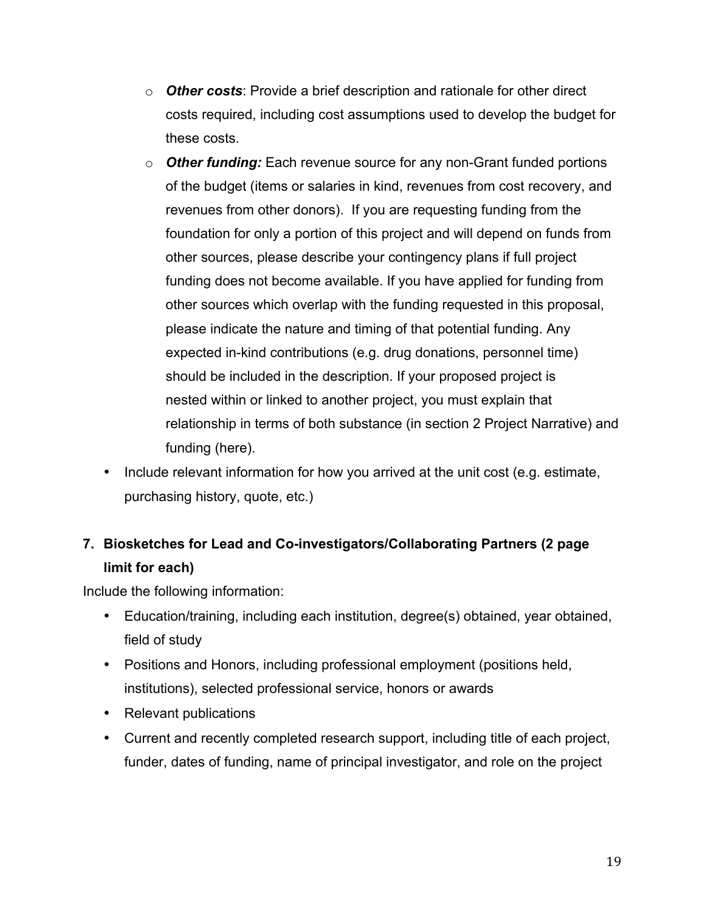- ***Other costs***: Provide a brief description and rationale for other direct costs required, including cost assumptions used to develop the budget for these costs.
  - ***Other funding:*** Each revenue source for any non-Grant funded portions of the budget (items or salaries in kind, revenues from cost recovery, and revenues from other donors). If you are requesting funding from the foundation for only a portion of this project and will depend on funds from other sources, please describe your contingency plans if full project funding does not become available. If you have applied for funding from other sources which overlap with the funding requested in this proposal, please indicate the nature and timing of that potential funding. Any expected in-kind contributions (e.g. drug donations, personnel time) should be included in the description. If your proposed project is nested within or linked to another project, you must explain that relationship in terms of both substance (in section 2 Project Narrative) and funding (here).
- Include relevant information for how you arrived at the unit cost (e.g. estimate, purchasing history, quote, etc.)

## 7. Biosketches for Lead and Co-investigators/Collaborating Partners (2 page limit for each)

Include the following information:

- Education/training, including each institution, degree(s) obtained, year obtained, field of study
- Positions and Honors, including professional employment (positions held, institutions), selected professional service, honors or awards
- Relevant publications
- Current and recently completed research support, including title of each project, funder, dates of funding, name of principal investigator, and role on the project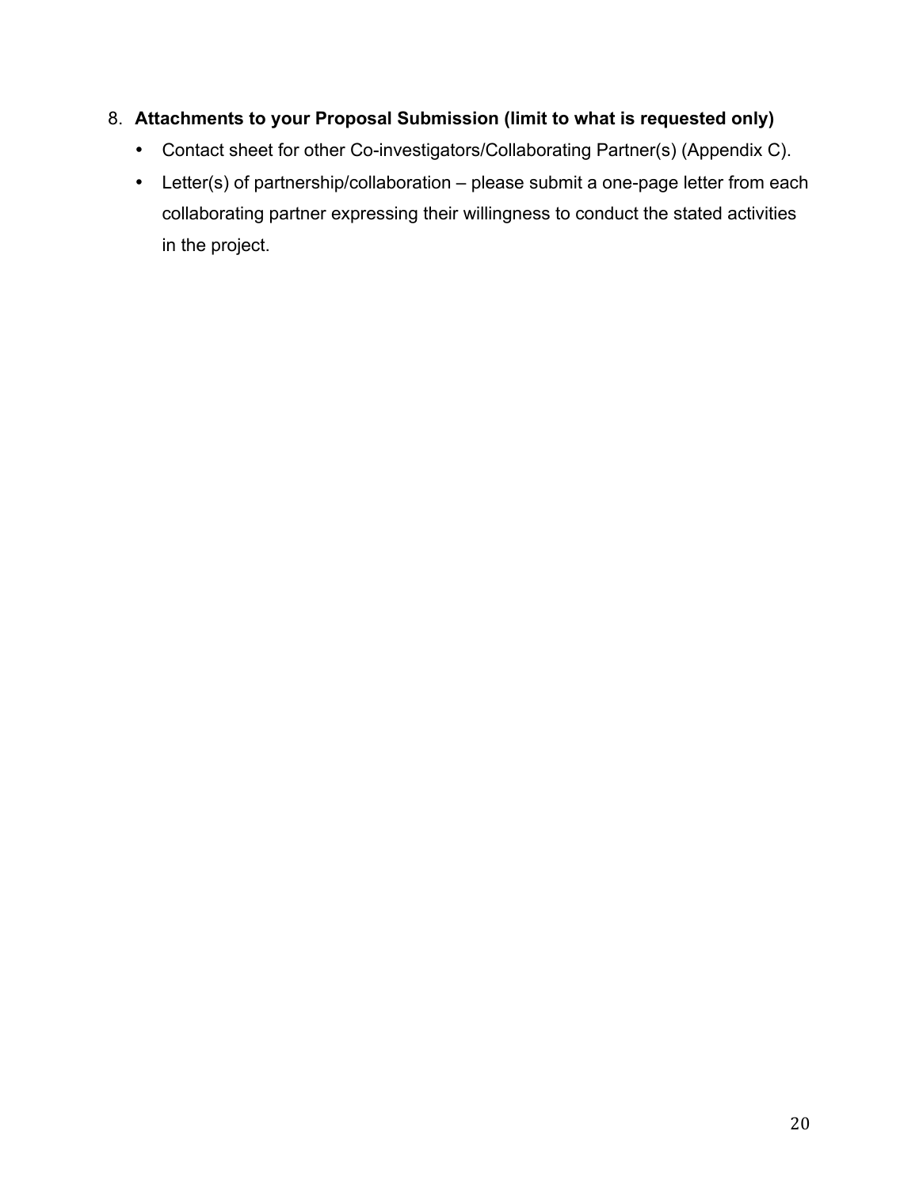8. **Attachments to your Proposal Submission (limit to what is requested only)**
   - Contact sheet for other Co-investigators/Collaborating Partner(s) (Appendix C).
   - Letter(s) of partnership/collaboration – please submit a one-page letter from each collaborating partner expressing their willingness to conduct the stated activities in the project.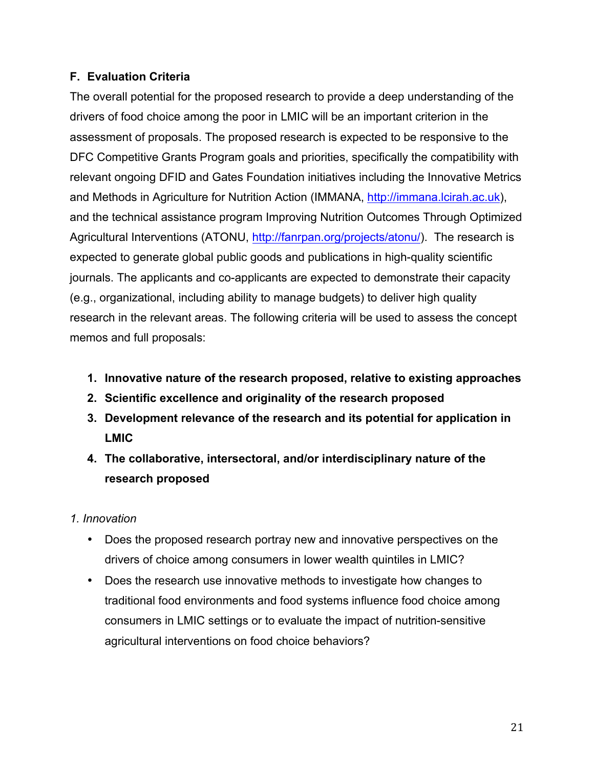### F. Evaluation Criteria

The overall potential for the proposed research to provide a deep understanding of the drivers of food choice among the poor in LMIC will be an important criterion in the assessment of proposals. The proposed research is expected to be responsive to the DFC Competitive Grants Program goals and priorities, specifically the compatibility with relevant ongoing DFID and Gates Foundation initiatives including the Innovative Metrics and Methods in Agriculture for Nutrition Action (IMMANA, http://immana.lcirah.ac.uk), and the technical assistance program Improving Nutrition Outcomes Through Optimized Agricultural Interventions (ATONU, http://fanrpan.org/projects/atonu/). The research is expected to generate global public goods and publications in high-quality scientific journals. The applicants and co-applicants are expected to demonstrate their capacity (e.g., organizational, including ability to manage budgets) to deliver high quality research in the relevant areas. The following criteria will be used to assess the concept memos and full proposals:

1. **Innovative nature of the research proposed, relative to existing approaches**
2. **Scientific excellence and originality of the research proposed**
3. **Development relevance of the research and its potential for application in LMIC**
4. **The collaborative, intersectoral, and/or interdisciplinary nature of the research proposed**

*1. Innovation*

- Does the proposed research portray new and innovative perspectives on the drivers of choice among consumers in lower wealth quintiles in LMIC?
- Does the research use innovative methods to investigate how changes to traditional food environments and food systems influence food choice among consumers in LMIC settings or to evaluate the impact of nutrition-sensitive agricultural interventions on food choice behaviors?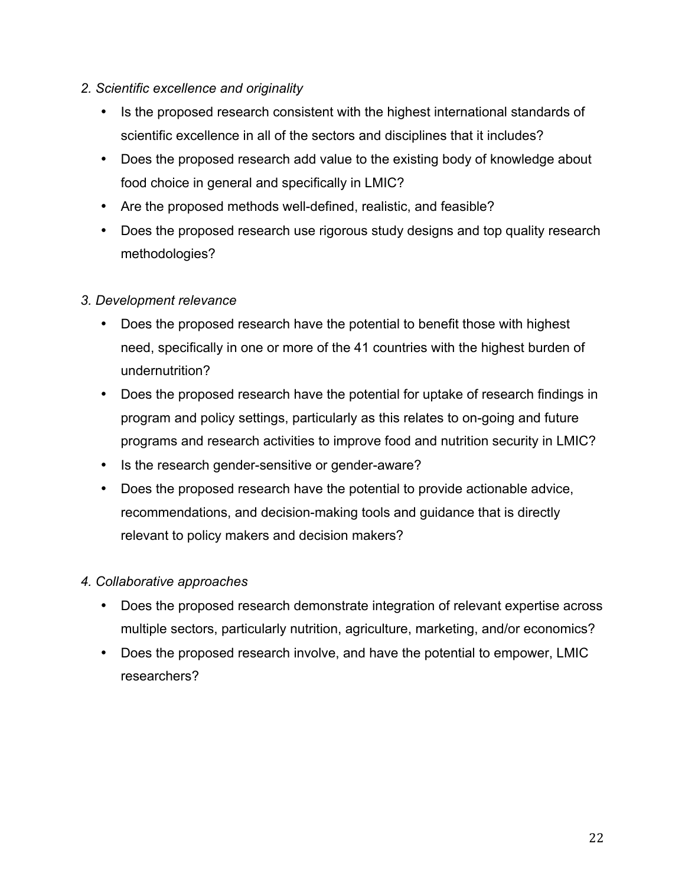*2. Scientific excellence and originality*

- Is the proposed research consistent with the highest international standards of scientific excellence in all of the sectors and disciplines that it includes?
- Does the proposed research add value to the existing body of knowledge about food choice in general and specifically in LMIC?
- Are the proposed methods well-defined, realistic, and feasible?
- Does the proposed research use rigorous study designs and top quality research methodologies?

*3. Development relevance*

- Does the proposed research have the potential to benefit those with highest need, specifically in one or more of the 41 countries with the highest burden of undernutrition?
- Does the proposed research have the potential for uptake of research findings in program and policy settings, particularly as this relates to on-going and future programs and research activities to improve food and nutrition security in LMIC?
- Is the research gender-sensitive or gender-aware?
- Does the proposed research have the potential to provide actionable advice, recommendations, and decision-making tools and guidance that is directly relevant to policy makers and decision makers?

*4. Collaborative approaches*

- Does the proposed research demonstrate integration of relevant expertise across multiple sectors, particularly nutrition, agriculture, marketing, and/or economics?
- Does the proposed research involve, and have the potential to empower, LMIC researchers?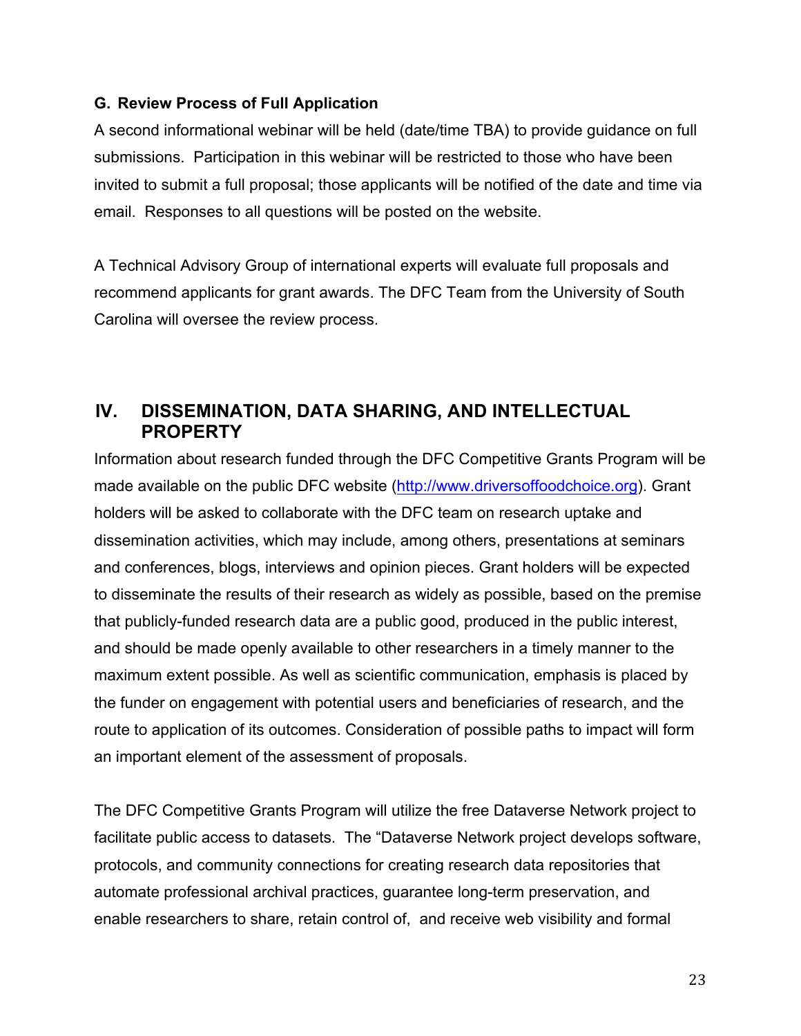### G. Review Process of Full Application

A second informational webinar will be held (date/time TBA) to provide guidance on full submissions. Participation in this webinar will be restricted to those who have been invited to submit a full proposal; those applicants will be notified of the date and time via email. Responses to all questions will be posted on the website.

A Technical Advisory Group of international experts will evaluate full proposals and recommend applicants for grant awards. The DFC Team from the University of South Carolina will oversee the review process.

## IV. DISSEMINATION, DATA SHARING, AND INTELLECTUAL PROPERTY

Information about research funded through the DFC Competitive Grants Program will be made available on the public DFC website (http://www.driversoffoodchoice.org). Grant holders will be asked to collaborate with the DFC team on research uptake and dissemination activities, which may include, among others, presentations at seminars and conferences, blogs, interviews and opinion pieces. Grant holders will be expected to disseminate the results of their research as widely as possible, based on the premise that publicly-funded research data are a public good, produced in the public interest, and should be made openly available to other researchers in a timely manner to the maximum extent possible. As well as scientific communication, emphasis is placed by the funder on engagement with potential users and beneficiaries of research, and the route to application of its outcomes. Consideration of possible paths to impact will form an important element of the assessment of proposals.

The DFC Competitive Grants Program will utilize the free Dataverse Network project to facilitate public access to datasets. The "Dataverse Network project develops software, protocols, and community connections for creating research data repositories that automate professional archival practices, guarantee long-term preservation, and enable researchers to share, retain control of, and receive web visibility and formal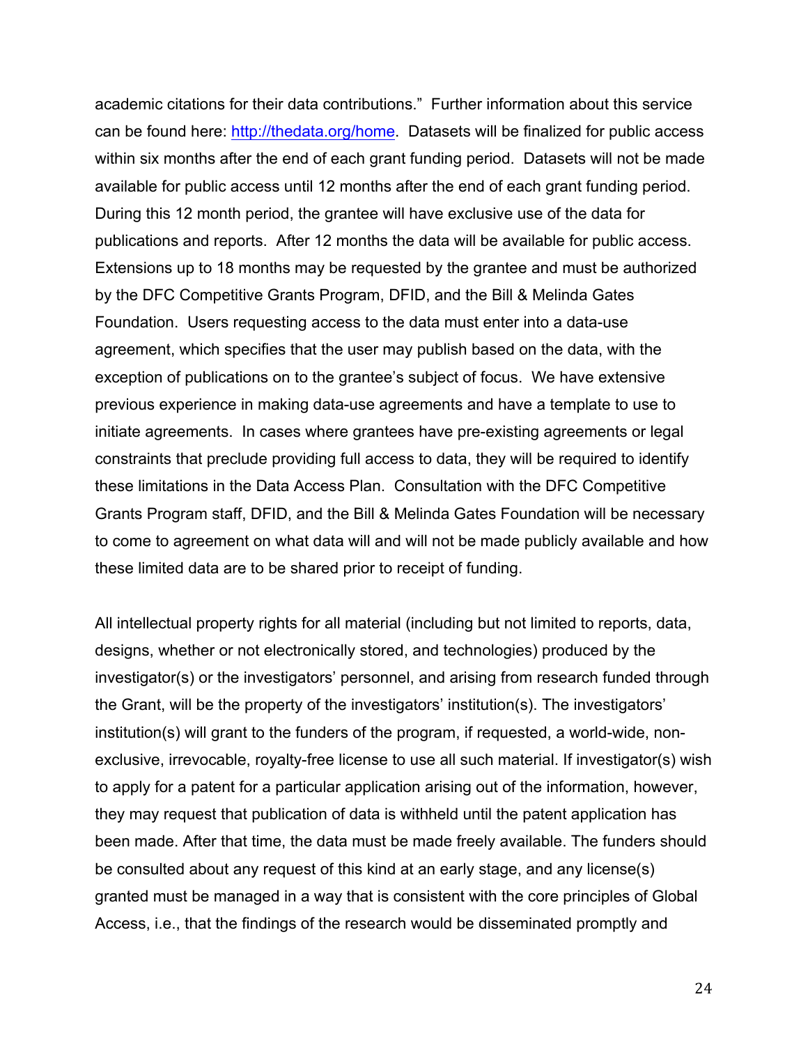academic citations for their data contributions." Further information about this service can be found here: [http://thedata.org/home](http://thedata.org/home). Datasets will be finalized for public access within six months after the end of each grant funding period. Datasets will not be made available for public access until 12 months after the end of each grant funding period. During this 12 month period, the grantee will have exclusive use of the data for publications and reports. After 12 months the data will be available for public access. Extensions up to 18 months may be requested by the grantee and must be authorized by the DFC Competitive Grants Program, DFID, and the Bill & Melinda Gates Foundation. Users requesting access to the data must enter into a data-use agreement, which specifies that the user may publish based on the data, with the exception of publications on to the grantee's subject of focus. We have extensive previous experience in making data-use agreements and have a template to use to initiate agreements. In cases where grantees have pre-existing agreements or legal constraints that preclude providing full access to data, they will be required to identify these limitations in the Data Access Plan. Consultation with the DFC Competitive Grants Program staff, DFID, and the Bill & Melinda Gates Foundation will be necessary to come to agreement on what data will and will not be made publicly available and how these limited data are to be shared prior to receipt of funding.

All intellectual property rights for all material (including but not limited to reports, data, designs, whether or not electronically stored, and technologies) produced by the investigator(s) or the investigators' personnel, and arising from research funded through the Grant, will be the property of the investigators' institution(s). The investigators' institution(s) will grant to the funders of the program, if requested, a world-wide, non-exclusive, irrevocable, royalty-free license to use all such material. If investigator(s) wish to apply for a patent for a particular application arising out of the information, however, they may request that publication of data is withheld until the patent application has been made. After that time, the data must be made freely available. The funders should be consulted about any request of this kind at an early stage, and any license(s) granted must be managed in a way that is consistent with the core principles of Global Access, i.e., that the findings of the research would be disseminated promptly and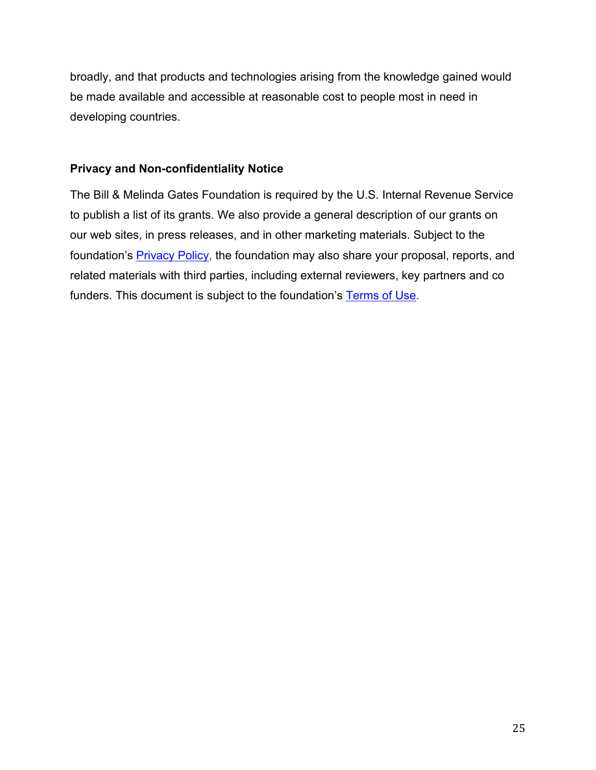broadly, and that products and technologies arising from the knowledge gained would be made available and accessible at reasonable cost to people most in need in developing countries.

**Privacy and Non-confidentiality Notice**

The Bill & Melinda Gates Foundation is required by the U.S. Internal Revenue Service to publish a list of its grants. We also provide a general description of our grants on our web sites, in press releases, and in other marketing materials. Subject to the foundation's Privacy Policy, the foundation may also share your proposal, reports, and related materials with third parties, including external reviewers, key partners and co funders. This document is subject to the foundation's Terms of Use.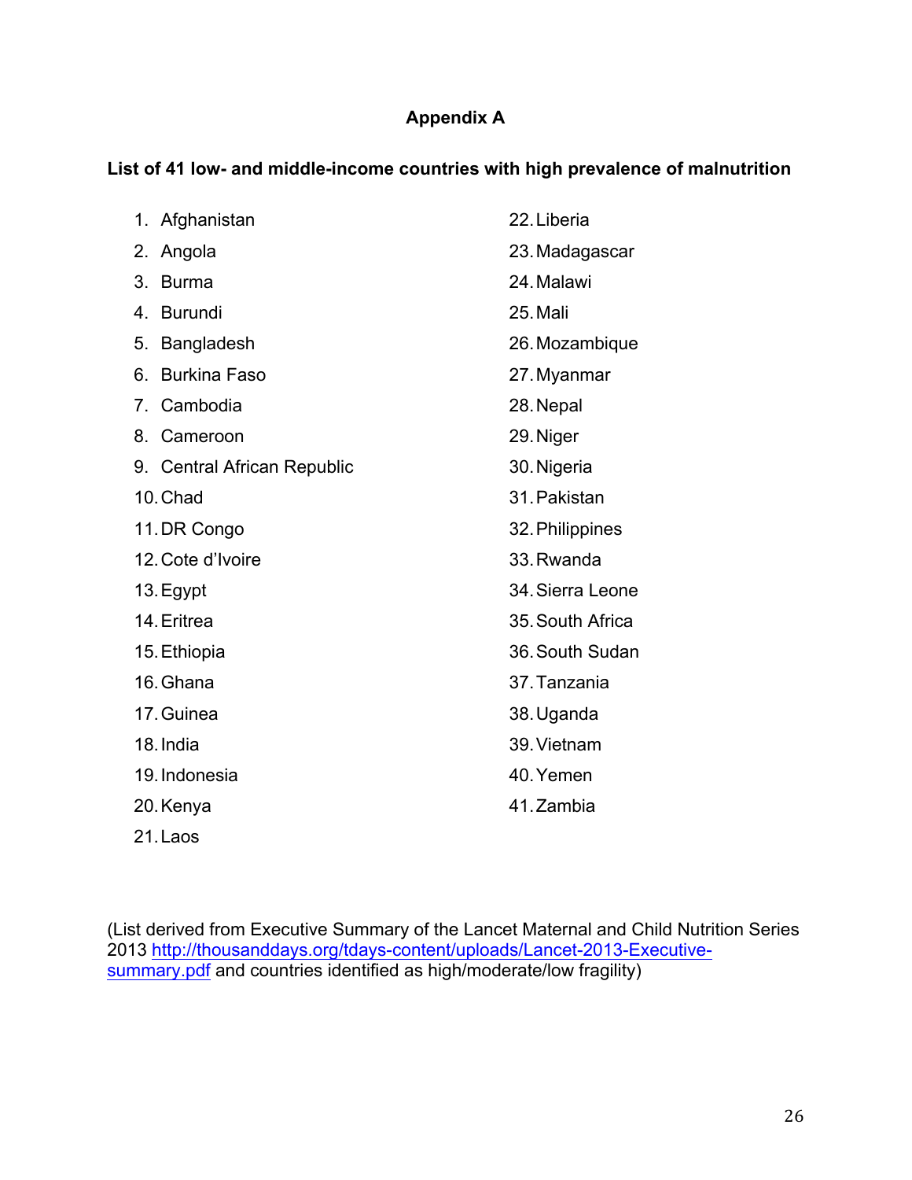**Appendix A**

**List of 41 low- and middle-income countries with high prevalence of malnutrition**

1. Afghanistan
2. Angola
3. Burma
4. Burundi
5. Bangladesh
6. Burkina Faso
7. Cambodia
8. Cameroon
9. Central African Republic
10. Chad
11. DR Congo
12. Cote d'Ivoire
13. Egypt
14. Eritrea
15. Ethiopia
16. Ghana
17. Guinea
18. India
19. Indonesia
20. Kenya
21. Laos
22. Liberia
23. Madagascar
24. Malawi
25. Mali
26. Mozambique
27. Myanmar
28. Nepal
29. Niger
30. Nigeria
31. Pakistan
32. Philippines
33. Rwanda
34. Sierra Leone
35. South Africa
36. South Sudan
37. Tanzania
38. Uganda
39. Vietnam
40. Yemen
41. Zambia

(List derived from Executive Summary of the Lancet Maternal and Child Nutrition Series 2013 http://thousanddays.org/tdays-content/uploads/Lancet-2013-Executive-summary.pdf and countries identified as high/moderate/low fragility)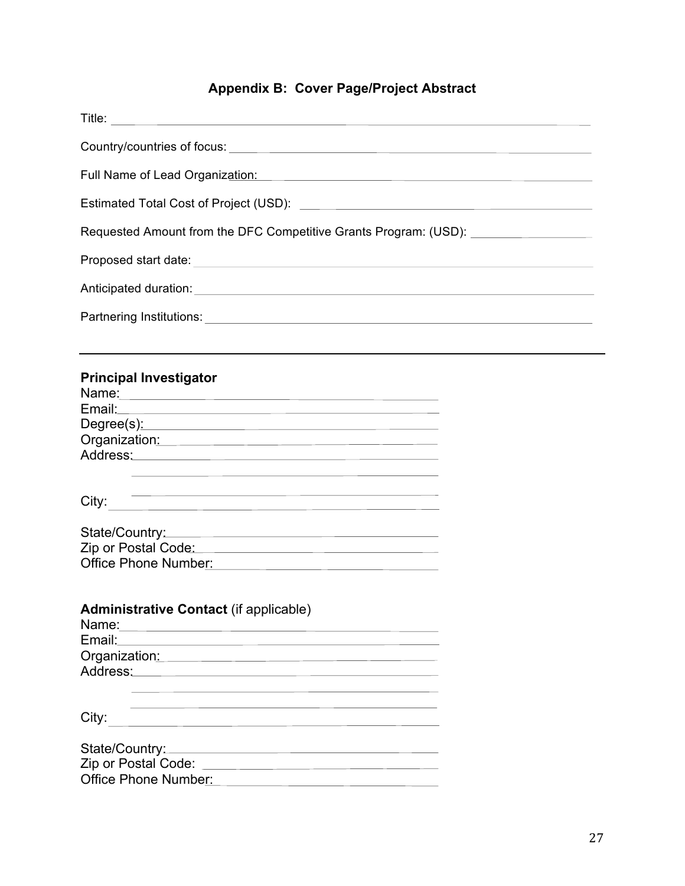## Appendix B: Cover Page/Project Abstract

Title: ______________________________________________________________

Country/countries of focus: ______________________________________________

Full Name of Lead Organization: ___________________________________________

Estimated Total Cost of Project (USD): ______________________________________

Requested Amount from the DFC Competitive Grants Program: (USD): ______________

Proposed start date: ____________________________________________________

Anticipated duration: ___________________________________________________

Partnering Institutions: _________________________________________________

---

**Principal Investigator**

Name: ______________________________
Email: ______________________________
Degree(s): ___________________________
Organization: ________________________
Address: ____________________________
______________________________
______________________________
City: _______________________________

State/Country: _______________________
Zip or Postal Code: ___________________
Office Phone Number: _________________

**Administrative Contact** (if applicable)

Name: ______________________________
Email: ______________________________
Organization: ________________________
Address: ____________________________
______________________________
______________________________
City: _______________________________

State/Country: _______________________
Zip or Postal Code: ___________________
Office Phone Number: _________________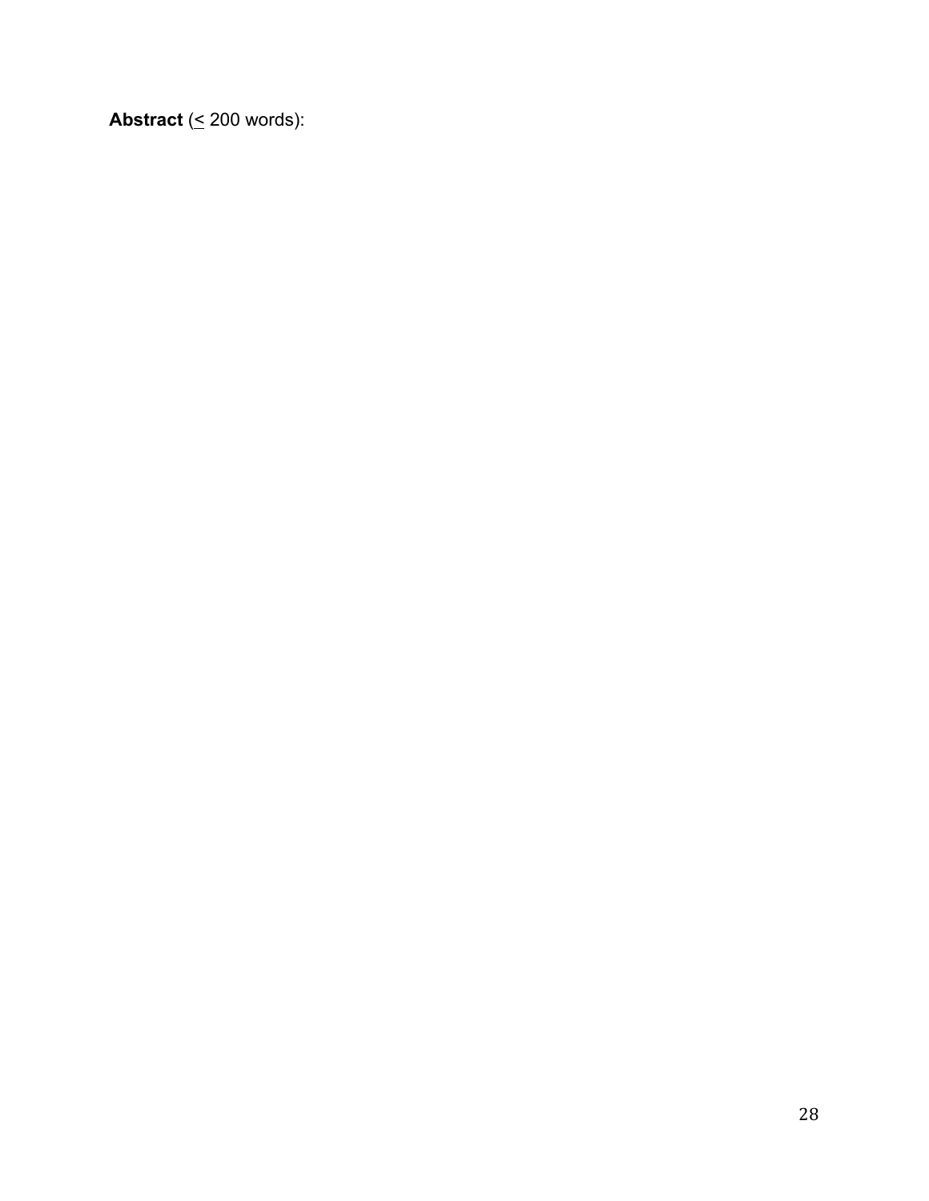**Abstract** (≤ 200 words):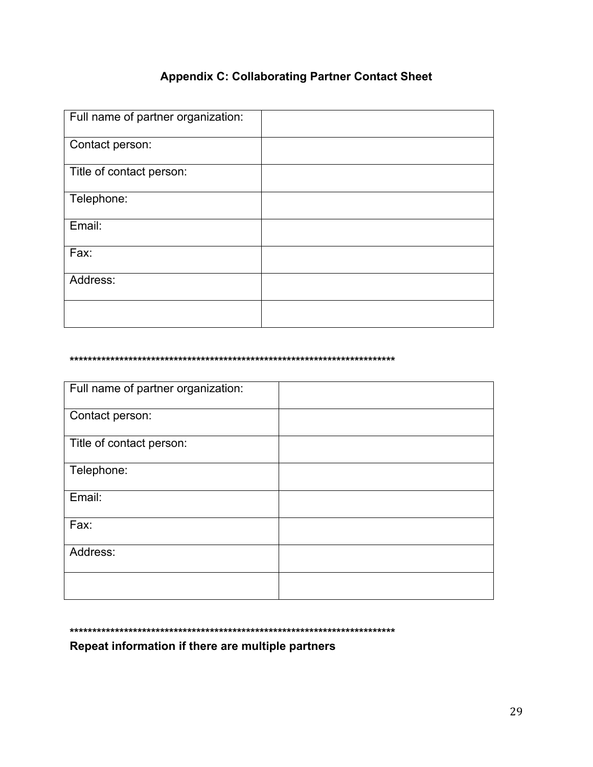# Appendix C: Collaborating Partner Contact Sheet

| | |
|---|---|
| Full name of partner organization: | |
| Contact person: | |
| Title of contact person: | |
| Telephone: | |
| Email: | |
| Fax: | |
| Address: | |
| | |

**\*\*\*\*\*\*\*\*\*\*\*\*\*\*\*\*\*\*\*\*\*\*\*\*\*\*\*\*\*\*\*\*\*\*\*\*\*\*\*\*\*\*\*\*\*\*\*\*\*\*\*\*\*\*\*\*\*\*\*\*\*\*\*\*\*\*\*\*\*\*\*\*\*\*\*\***

| | |
|---|---|
| Full name of partner organization: | |
| Contact person: | |
| Title of contact person: | |
| Telephone: | |
| Email: | |
| Fax: | |
| Address: | |
| | |

**\*\*\*\*\*\*\*\*\*\*\*\*\*\*\*\*\*\*\*\*\*\*\*\*\*\*\*\*\*\*\*\*\*\*\*\*\*\*\*\*\*\*\*\*\*\*\*\*\*\*\*\*\*\*\*\*\*\*\*\*\*\*\*\*\*\*\*\*\*\*\*\*\*\*\*\***

**Repeat information if there are multiple partners**